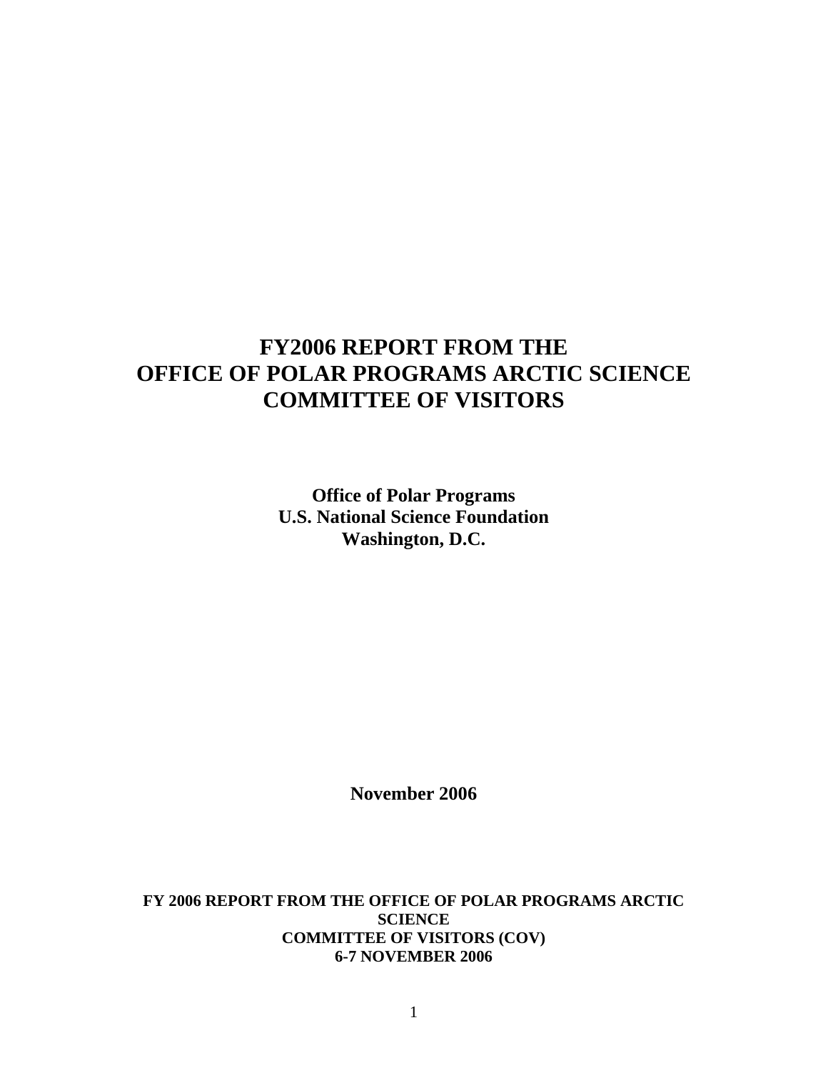# FY2006 REPORT FROM THE OFFICE OF POLAR PROGRAMS ARCTIC SCIENCE COMMITTEE OF VISITORS

**Office of Polar Programs**
**U.S. National Science Foundation**
**Washington, D.C.**

**November 2006**

## FY 2006 REPORT FROM THE OFFICE OF POLAR PROGRAMS ARCTIC SCIENCE COMMITTEE OF VISITORS (COV) 6-7 NOVEMBER 2006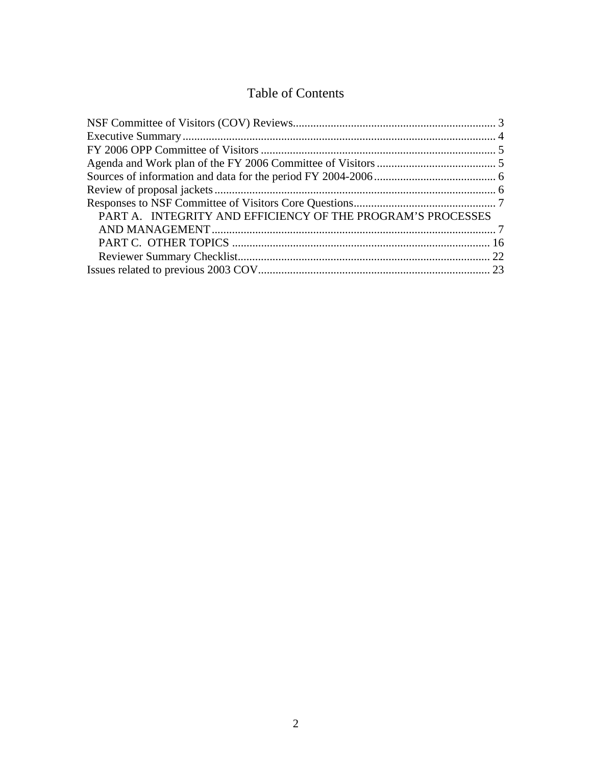# Table of Contents

NSF Committee of Visitors (COV) Reviews ..... 3
Executive Summary ..... 4
FY 2006 OPP Committee of Visitors ..... 5
Agenda and Work plan of the FY 2006 Committee of Visitors ..... 5
Sources of information and data for the period FY 2004-2006 ..... 6
Review of proposal jackets ..... 6
Responses to NSF Committee of Visitors Core Questions ..... 7
  PART A. INTEGRITY AND EFFICIENCY OF THE PROGRAM'S PROCESSES AND MANAGEMENT ..... 7
  PART C. OTHER TOPICS ..... 16
  Reviewer Summary Checklist ..... 22
Issues related to previous 2003 COV ..... 23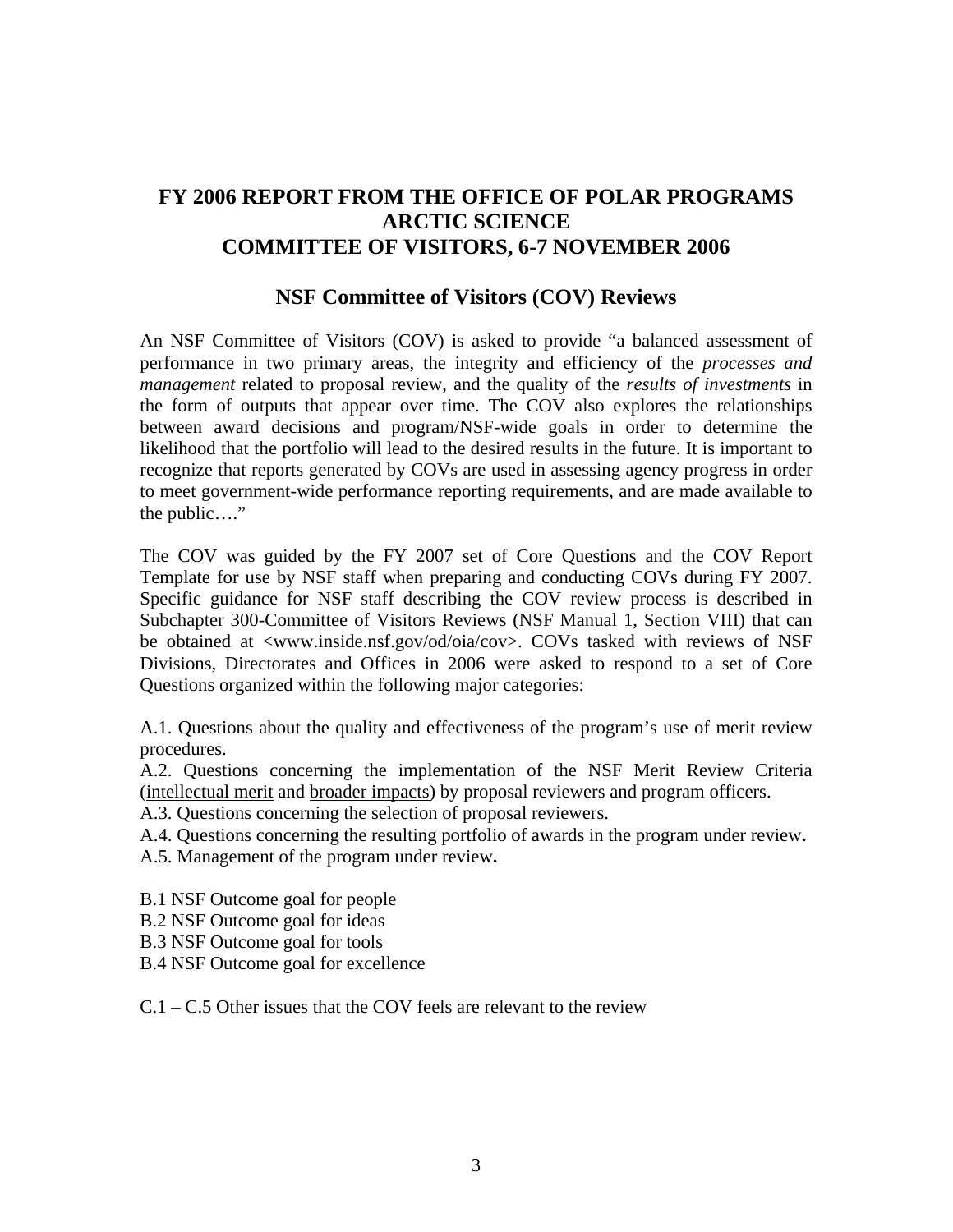# FY 2006 REPORT FROM THE OFFICE OF POLAR PROGRAMS ARCTIC SCIENCE COMMITTEE OF VISITORS, 6-7 NOVEMBER 2006

## NSF Committee of Visitors (COV) Reviews

An NSF Committee of Visitors (COV) is asked to provide "a balanced assessment of performance in two primary areas, the integrity and efficiency of the *processes and management* related to proposal review, and the quality of the *results of investments* in the form of outputs that appear over time. The COV also explores the relationships between award decisions and program/NSF-wide goals in order to determine the likelihood that the portfolio will lead to the desired results in the future. It is important to recognize that reports generated by COVs are used in assessing agency progress in order to meet government-wide performance reporting requirements, and are made available to the public…."

The COV was guided by the FY 2007 set of Core Questions and the COV Report Template for use by NSF staff when preparing and conducting COVs during FY 2007. Specific guidance for NSF staff describing the COV review process is described in Subchapter 300-Committee of Visitors Reviews (NSF Manual 1, Section VIII) that can be obtained at <www.inside.nsf.gov/od/oia/cov>. COVs tasked with reviews of NSF Divisions, Directorates and Offices in 2006 were asked to respond to a set of Core Questions organized within the following major categories:

A.1. Questions about the quality and effectiveness of the program's use of merit review procedures.
A.2. Questions concerning the implementation of the NSF Merit Review Criteria (intellectual merit and broader impacts) by proposal reviewers and program officers.
A.3. Questions concerning the selection of proposal reviewers.
A.4. Questions concerning the resulting portfolio of awards in the program under review**.**
A.5. Management of the program under review**.**

B.1 NSF Outcome goal for people
B.2 NSF Outcome goal for ideas
B.3 NSF Outcome goal for tools
B.4 NSF Outcome goal for excellence

C.1 – C.5 Other issues that the COV feels are relevant to the review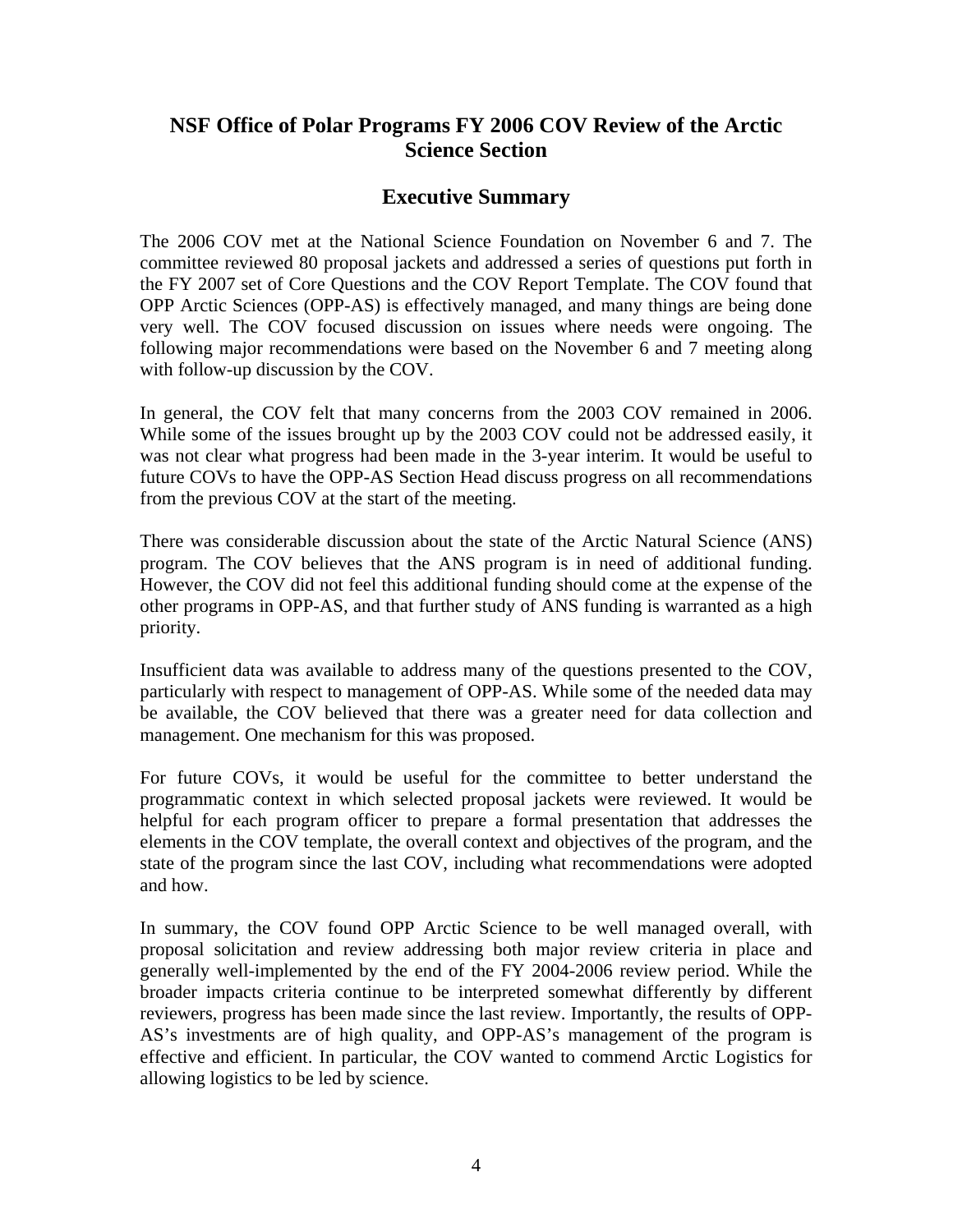## NSF Office of Polar Programs FY 2006 COV Review of the Arctic Science Section

### Executive Summary

The 2006 COV met at the National Science Foundation on November 6 and 7. The committee reviewed 80 proposal jackets and addressed a series of questions put forth in the FY 2007 set of Core Questions and the COV Report Template. The COV found that OPP Arctic Sciences (OPP-AS) is effectively managed, and many things are being done very well. The COV focused discussion on issues where needs were ongoing. The following major recommendations were based on the November 6 and 7 meeting along with follow-up discussion by the COV.

In general, the COV felt that many concerns from the 2003 COV remained in 2006. While some of the issues brought up by the 2003 COV could not be addressed easily, it was not clear what progress had been made in the 3-year interim. It would be useful to future COVs to have the OPP-AS Section Head discuss progress on all recommendations from the previous COV at the start of the meeting.

There was considerable discussion about the state of the Arctic Natural Science (ANS) program. The COV believes that the ANS program is in need of additional funding. However, the COV did not feel this additional funding should come at the expense of the other programs in OPP-AS, and that further study of ANS funding is warranted as a high priority.

Insufficient data was available to address many of the questions presented to the COV, particularly with respect to management of OPP-AS. While some of the needed data may be available, the COV believed that there was a greater need for data collection and management. One mechanism for this was proposed.

For future COVs, it would be useful for the committee to better understand the programmatic context in which selected proposal jackets were reviewed. It would be helpful for each program officer to prepare a formal presentation that addresses the elements in the COV template, the overall context and objectives of the program, and the state of the program since the last COV, including what recommendations were adopted and how.

In summary, the COV found OPP Arctic Science to be well managed overall, with proposal solicitation and review addressing both major review criteria in place and generally well-implemented by the end of the FY 2004-2006 review period. While the broader impacts criteria continue to be interpreted somewhat differently by different reviewers, progress has been made since the last review. Importantly, the results of OPP-AS's investments are of high quality, and OPP-AS's management of the program is effective and efficient. In particular, the COV wanted to commend Arctic Logistics for allowing logistics to be led by science.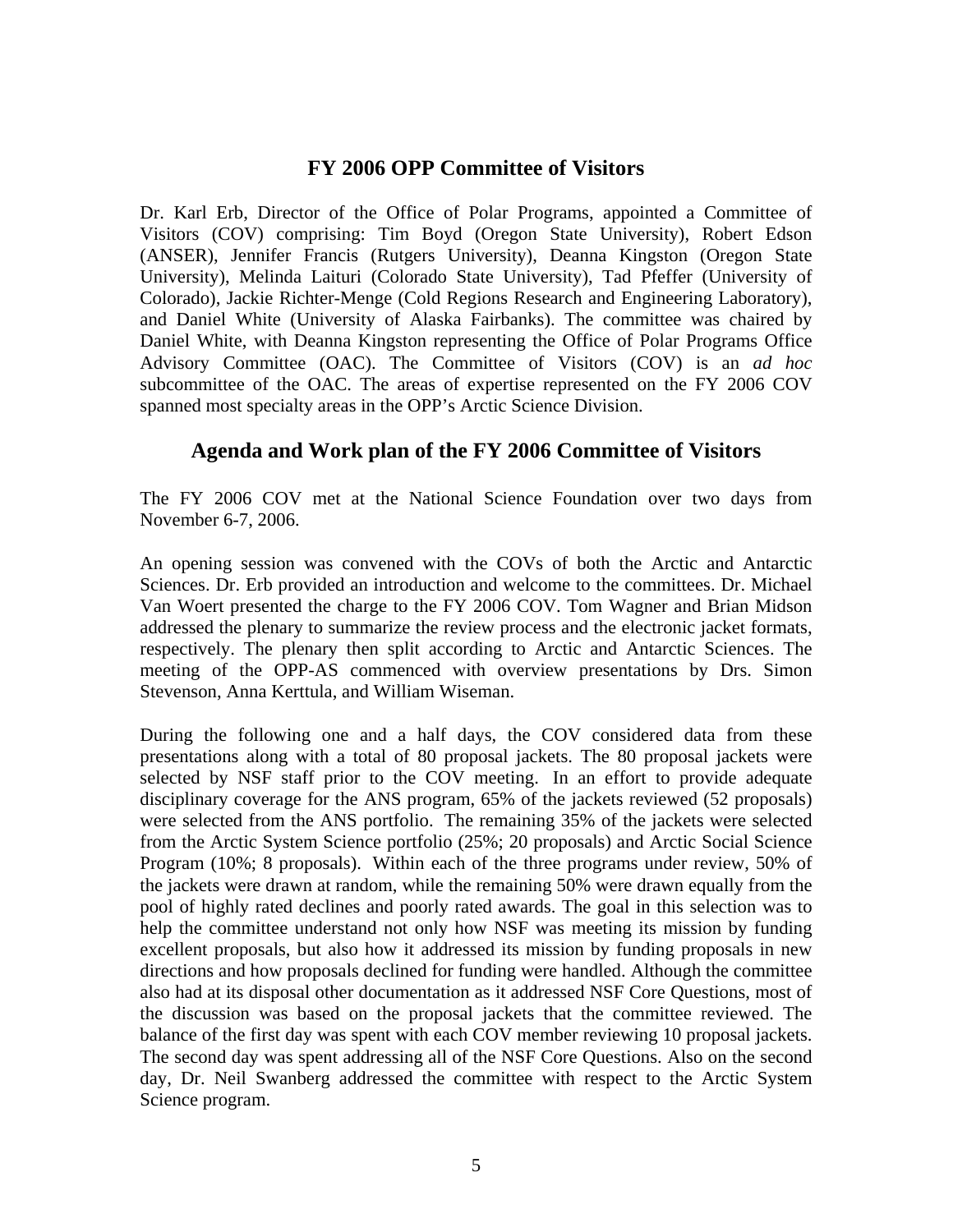## FY 2006 OPP Committee of Visitors

Dr. Karl Erb, Director of the Office of Polar Programs, appointed a Committee of Visitors (COV) comprising: Tim Boyd (Oregon State University), Robert Edson (ANSER), Jennifer Francis (Rutgers University), Deanna Kingston (Oregon State University), Melinda Laituri (Colorado State University), Tad Pfeffer (University of Colorado), Jackie Richter-Menge (Cold Regions Research and Engineering Laboratory), and Daniel White (University of Alaska Fairbanks). The committee was chaired by Daniel White, with Deanna Kingston representing the Office of Polar Programs Office Advisory Committee (OAC). The Committee of Visitors (COV) is an *ad hoc* subcommittee of the OAC. The areas of expertise represented on the FY 2006 COV spanned most specialty areas in the OPP's Arctic Science Division.

## Agenda and Work plan of the FY 2006 Committee of Visitors

The FY 2006 COV met at the National Science Foundation over two days from November 6-7, 2006.

An opening session was convened with the COVs of both the Arctic and Antarctic Sciences. Dr. Erb provided an introduction and welcome to the committees. Dr. Michael Van Woert presented the charge to the FY 2006 COV. Tom Wagner and Brian Midson addressed the plenary to summarize the review process and the electronic jacket formats, respectively. The plenary then split according to Arctic and Antarctic Sciences. The meeting of the OPP-AS commenced with overview presentations by Drs. Simon Stevenson, Anna Kerttula, and William Wiseman.

During the following one and a half days, the COV considered data from these presentations along with a total of 80 proposal jackets. The 80 proposal jackets were selected by NSF staff prior to the COV meeting. In an effort to provide adequate disciplinary coverage for the ANS program, 65% of the jackets reviewed (52 proposals) were selected from the ANS portfolio. The remaining 35% of the jackets were selected from the Arctic System Science portfolio (25%; 20 proposals) and Arctic Social Science Program (10%; 8 proposals). Within each of the three programs under review, 50% of the jackets were drawn at random, while the remaining 50% were drawn equally from the pool of highly rated declines and poorly rated awards. The goal in this selection was to help the committee understand not only how NSF was meeting its mission by funding excellent proposals, but also how it addressed its mission by funding proposals in new directions and how proposals declined for funding were handled. Although the committee also had at its disposal other documentation as it addressed NSF Core Questions, most of the discussion was based on the proposal jackets that the committee reviewed. The balance of the first day was spent with each COV member reviewing 10 proposal jackets. The second day was spent addressing all of the NSF Core Questions. Also on the second day, Dr. Neil Swanberg addressed the committee with respect to the Arctic System Science program.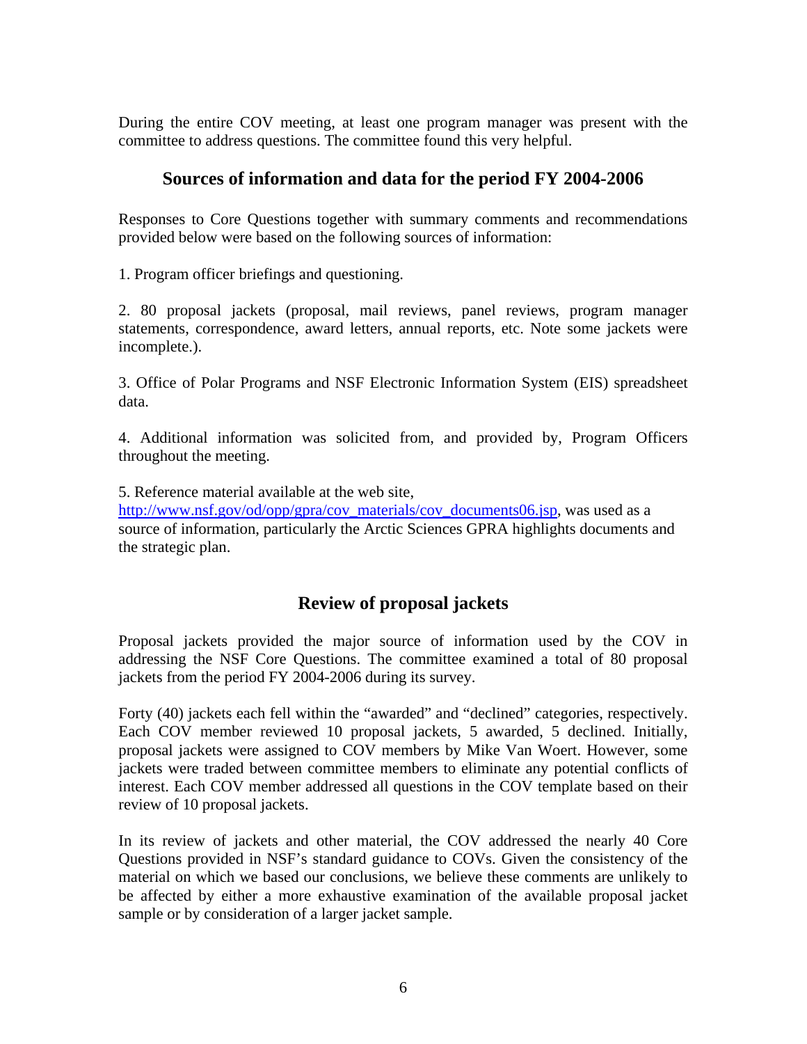During the entire COV meeting, at least one program manager was present with the committee to address questions. The committee found this very helpful.

## Sources of information and data for the period FY 2004-2006

Responses to Core Questions together with summary comments and recommendations provided below were based on the following sources of information:

1. Program officer briefings and questioning.

2. 80 proposal jackets (proposal, mail reviews, panel reviews, program manager statements, correspondence, award letters, annual reports, etc. Note some jackets were incomplete.).

3. Office of Polar Programs and NSF Electronic Information System (EIS) spreadsheet data.

4. Additional information was solicited from, and provided by, Program Officers throughout the meeting.

5. Reference material available at the web site, http://www.nsf.gov/od/opp/gpra/cov_materials/cov_documents06.jsp, was used as a source of information, particularly the Arctic Sciences GPRA highlights documents and the strategic plan.

## Review of proposal jackets

Proposal jackets provided the major source of information used by the COV in addressing the NSF Core Questions. The committee examined a total of 80 proposal jackets from the period FY 2004-2006 during its survey.

Forty (40) jackets each fell within the "awarded" and "declined" categories, respectively. Each COV member reviewed 10 proposal jackets, 5 awarded, 5 declined. Initially, proposal jackets were assigned to COV members by Mike Van Woert. However, some jackets were traded between committee members to eliminate any potential conflicts of interest. Each COV member addressed all questions in the COV template based on their review of 10 proposal jackets.

In its review of jackets and other material, the COV addressed the nearly 40 Core Questions provided in NSF's standard guidance to COVs. Given the consistency of the material on which we based our conclusions, we believe these comments are unlikely to be affected by either a more exhaustive examination of the available proposal jacket sample or by consideration of a larger jacket sample.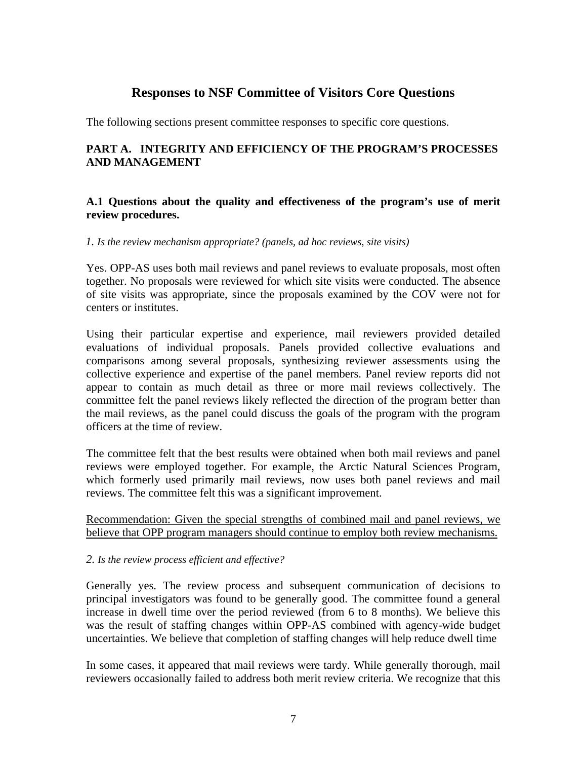## Responses to NSF Committee of Visitors Core Questions

The following sections present committee responses to specific core questions.

### PART A. INTEGRITY AND EFFICIENCY OF THE PROGRAM'S PROCESSES AND MANAGEMENT

#### A.1 Questions about the quality and effectiveness of the program's use of merit review procedures.

*1. Is the review mechanism appropriate? (panels, ad hoc reviews, site visits)*

Yes. OPP-AS uses both mail reviews and panel reviews to evaluate proposals, most often together. No proposals were reviewed for which site visits were conducted. The absence of site visits was appropriate, since the proposals examined by the COV were not for centers or institutes.

Using their particular expertise and experience, mail reviewers provided detailed evaluations of individual proposals. Panels provided collective evaluations and comparisons among several proposals, synthesizing reviewer assessments using the collective experience and expertise of the panel members. Panel review reports did not appear to contain as much detail as three or more mail reviews collectively. The committee felt the panel reviews likely reflected the direction of the program better than the mail reviews, as the panel could discuss the goals of the program with the program officers at the time of review.

The committee felt that the best results were obtained when both mail reviews and panel reviews were employed together. For example, the Arctic Natural Sciences Program, which formerly used primarily mail reviews, now uses both panel reviews and mail reviews. The committee felt this was a significant improvement.

<u>Recommendation: Given the special strengths of combined mail and panel reviews, we believe that OPP program managers should continue to employ both review mechanisms.</u>

*2. Is the review process efficient and effective?*

Generally yes. The review process and subsequent communication of decisions to principal investigators was found to be generally good. The committee found a general increase in dwell time over the period reviewed (from 6 to 8 months). We believe this was the result of staffing changes within OPP-AS combined with agency-wide budget uncertainties. We believe that completion of staffing changes will help reduce dwell time

In some cases, it appeared that mail reviews were tardy. While generally thorough, mail reviewers occasionally failed to address both merit review criteria. We recognize that this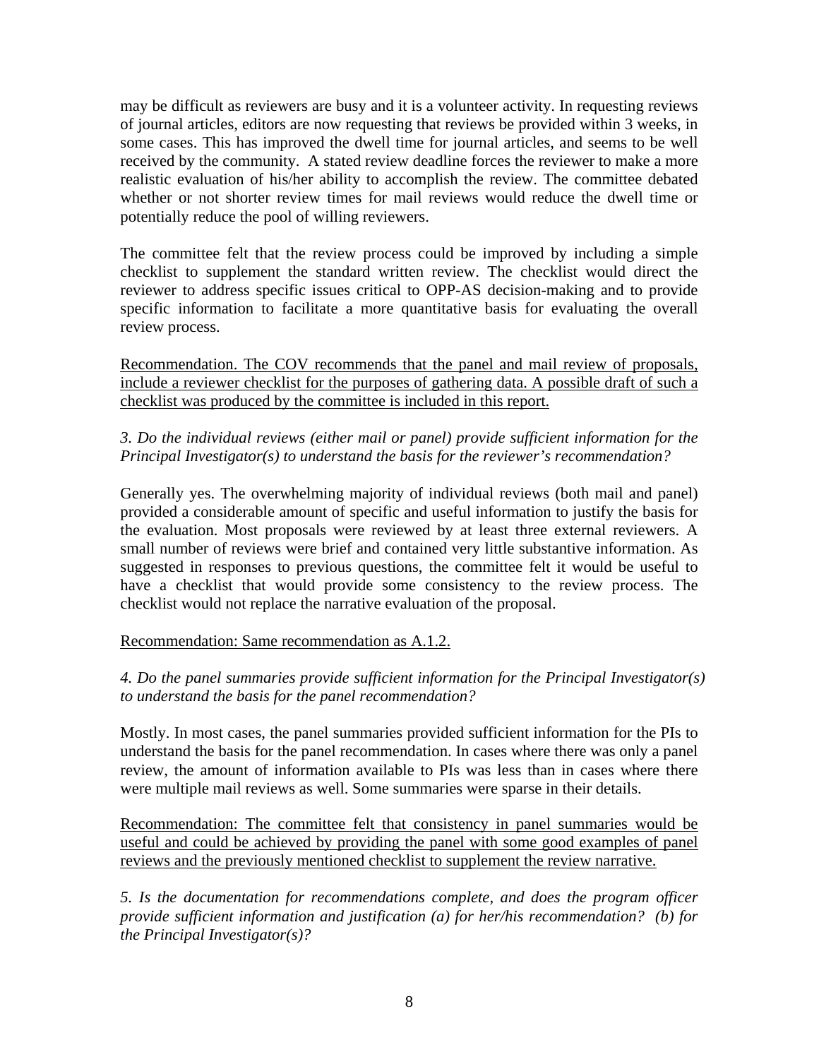may be difficult as reviewers are busy and it is a volunteer activity. In requesting reviews of journal articles, editors are now requesting that reviews be provided within 3 weeks, in some cases. This has improved the dwell time for journal articles, and seems to be well received by the community. A stated review deadline forces the reviewer to make a more realistic evaluation of his/her ability to accomplish the review. The committee debated whether or not shorter review times for mail reviews would reduce the dwell time or potentially reduce the pool of willing reviewers.

The committee felt that the review process could be improved by including a simple checklist to supplement the standard written review. The checklist would direct the reviewer to address specific issues critical to OPP-AS decision-making and to provide specific information to facilitate a more quantitative basis for evaluating the overall review process.

<u>Recommendation. The COV recommends that the panel and mail review of proposals, include a reviewer checklist for the purposes of gathering data. A possible draft of such a checklist was produced by the committee is included in this report.</u>

*3. Do the individual reviews (either mail or panel) provide sufficient information for the Principal Investigator(s) to understand the basis for the reviewer's recommendation?*

Generally yes. The overwhelming majority of individual reviews (both mail and panel) provided a considerable amount of specific and useful information to justify the basis for the evaluation. Most proposals were reviewed by at least three external reviewers. A small number of reviews were brief and contained very little substantive information. As suggested in responses to previous questions, the committee felt it would be useful to have a checklist that would provide some consistency to the review process. The checklist would not replace the narrative evaluation of the proposal.

<u>Recommendation: Same recommendation as A.1.2.</u>

*4. Do the panel summaries provide sufficient information for the Principal Investigator(s) to understand the basis for the panel recommendation?*

Mostly. In most cases, the panel summaries provided sufficient information for the PIs to understand the basis for the panel recommendation. In cases where there was only a panel review, the amount of information available to PIs was less than in cases where there were multiple mail reviews as well. Some summaries were sparse in their details.

<u>Recommendation: The committee felt that consistency in panel summaries would be useful and could be achieved by providing the panel with some good examples of panel reviews and the previously mentioned checklist to supplement the review narrative.</u>

*5. Is the documentation for recommendations complete, and does the program officer provide sufficient information and justification (a) for her/his recommendation? (b) for the Principal Investigator(s)?*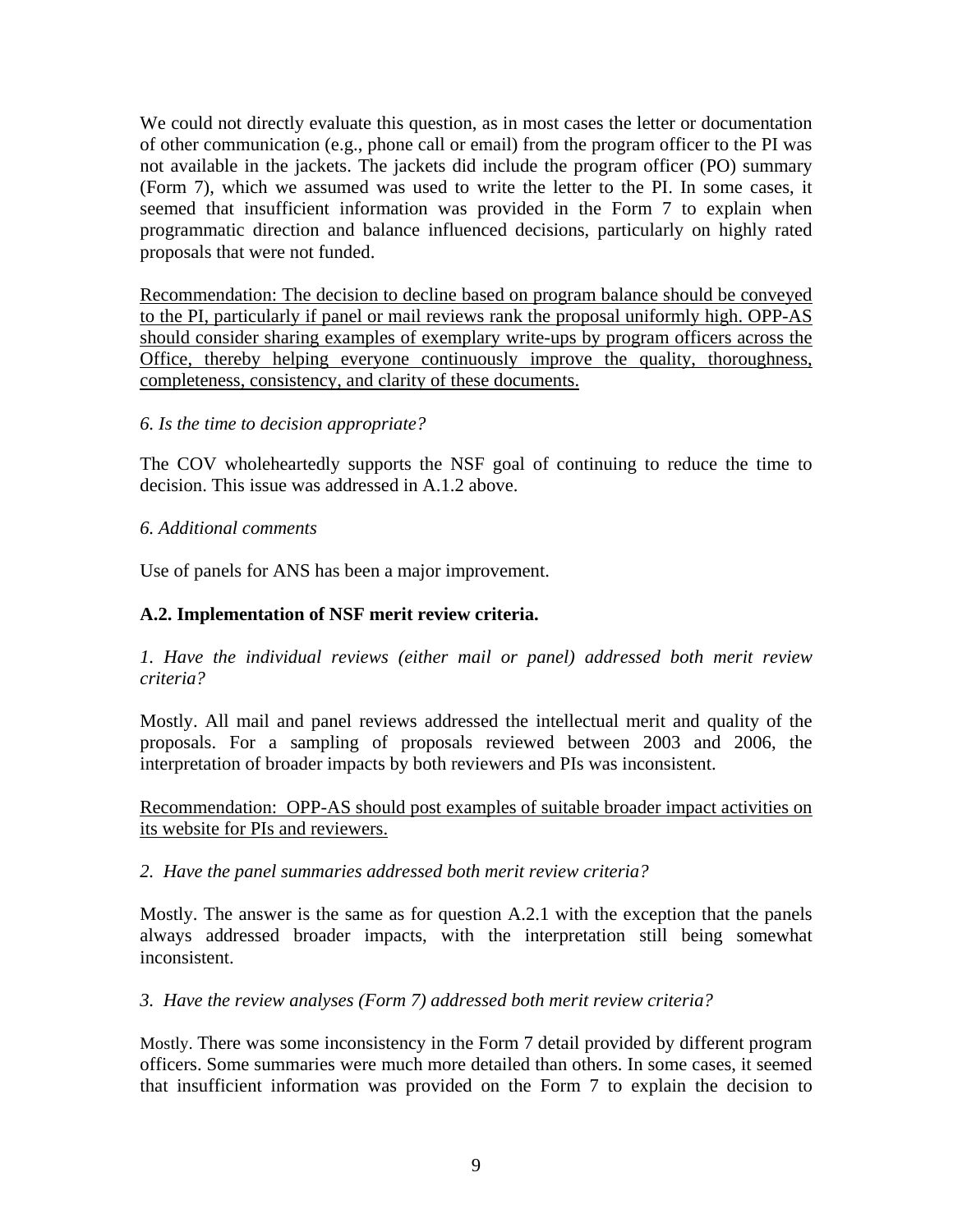We could not directly evaluate this question, as in most cases the letter or documentation of other communication (e.g., phone call or email) from the program officer to the PI was not available in the jackets. The jackets did include the program officer (PO) summary (Form 7), which we assumed was used to write the letter to the PI. In some cases, it seemed that insufficient information was provided in the Form 7 to explain when programmatic direction and balance influenced decisions, particularly on highly rated proposals that were not funded.

<u>Recommendation: The decision to decline based on program balance should be conveyed to the PI, particularly if panel or mail reviews rank the proposal uniformly high. OPP-AS should consider sharing examples of exemplary write-ups by program officers across the Office, thereby helping everyone continuously improve the quality, thoroughness, completeness, consistency, and clarity of these documents.</u>

*6. Is the time to decision appropriate?*

The COV wholeheartedly supports the NSF goal of continuing to reduce the time to decision. This issue was addressed in A.1.2 above.

*6. Additional comments*

Use of panels for ANS has been a major improvement.

**A.2. Implementation of NSF merit review criteria.**

*1. Have the individual reviews (either mail or panel) addressed both merit review criteria?*

Mostly. All mail and panel reviews addressed the intellectual merit and quality of the proposals. For a sampling of proposals reviewed between 2003 and 2006, the interpretation of broader impacts by both reviewers and PIs was inconsistent.

<u>Recommendation: OPP-AS should post examples of suitable broader impact activities on its website for PIs and reviewers.</u>

*2. Have the panel summaries addressed both merit review criteria?*

Mostly. The answer is the same as for question A.2.1 with the exception that the panels always addressed broader impacts, with the interpretation still being somewhat inconsistent.

*3. Have the review analyses (Form 7) addressed both merit review criteria?*

Mostly. There was some inconsistency in the Form 7 detail provided by different program officers. Some summaries were much more detailed than others. In some cases, it seemed that insufficient information was provided on the Form 7 to explain the decision to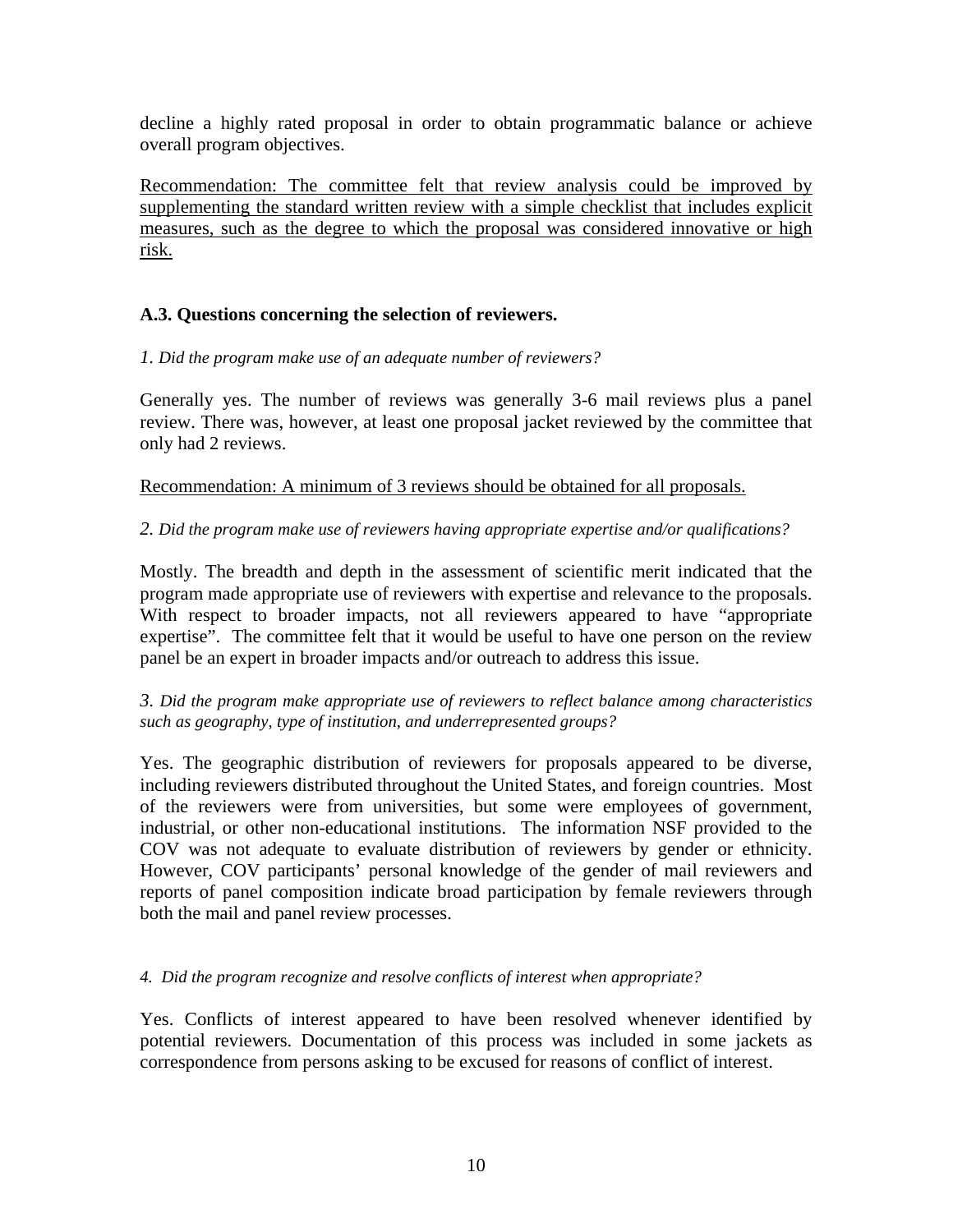decline a highly rated proposal in order to obtain programmatic balance or achieve overall program objectives.

<u>Recommendation: The committee felt that review analysis could be improved by supplementing the standard written review with a simple checklist that includes explicit measures, such as the degree to which the proposal was considered innovative or high risk.</u>

### A.3. Questions concerning the selection of reviewers.

*1. Did the program make use of an adequate number of reviewers?*

Generally yes. The number of reviews was generally 3-6 mail reviews plus a panel review. There was, however, at least one proposal jacket reviewed by the committee that only had 2 reviews.

<u>Recommendation: A minimum of 3 reviews should be obtained for all proposals.</u>

*2. Did the program make use of reviewers having appropriate expertise and/or qualifications?*

Mostly. The breadth and depth in the assessment of scientific merit indicated that the program made appropriate use of reviewers with expertise and relevance to the proposals. With respect to broader impacts, not all reviewers appeared to have "appropriate expertise". The committee felt that it would be useful to have one person on the review panel be an expert in broader impacts and/or outreach to address this issue.

*3. Did the program make appropriate use of reviewers to reflect balance among characteristics such as geography, type of institution, and underrepresented groups?*

Yes. The geographic distribution of reviewers for proposals appeared to be diverse, including reviewers distributed throughout the United States, and foreign countries. Most of the reviewers were from universities, but some were employees of government, industrial, or other non-educational institutions. The information NSF provided to the COV was not adequate to evaluate distribution of reviewers by gender or ethnicity. However, COV participants' personal knowledge of the gender of mail reviewers and reports of panel composition indicate broad participation by female reviewers through both the mail and panel review processes.

*4. Did the program recognize and resolve conflicts of interest when appropriate?*

Yes. Conflicts of interest appeared to have been resolved whenever identified by potential reviewers. Documentation of this process was included in some jackets as correspondence from persons asking to be excused for reasons of conflict of interest.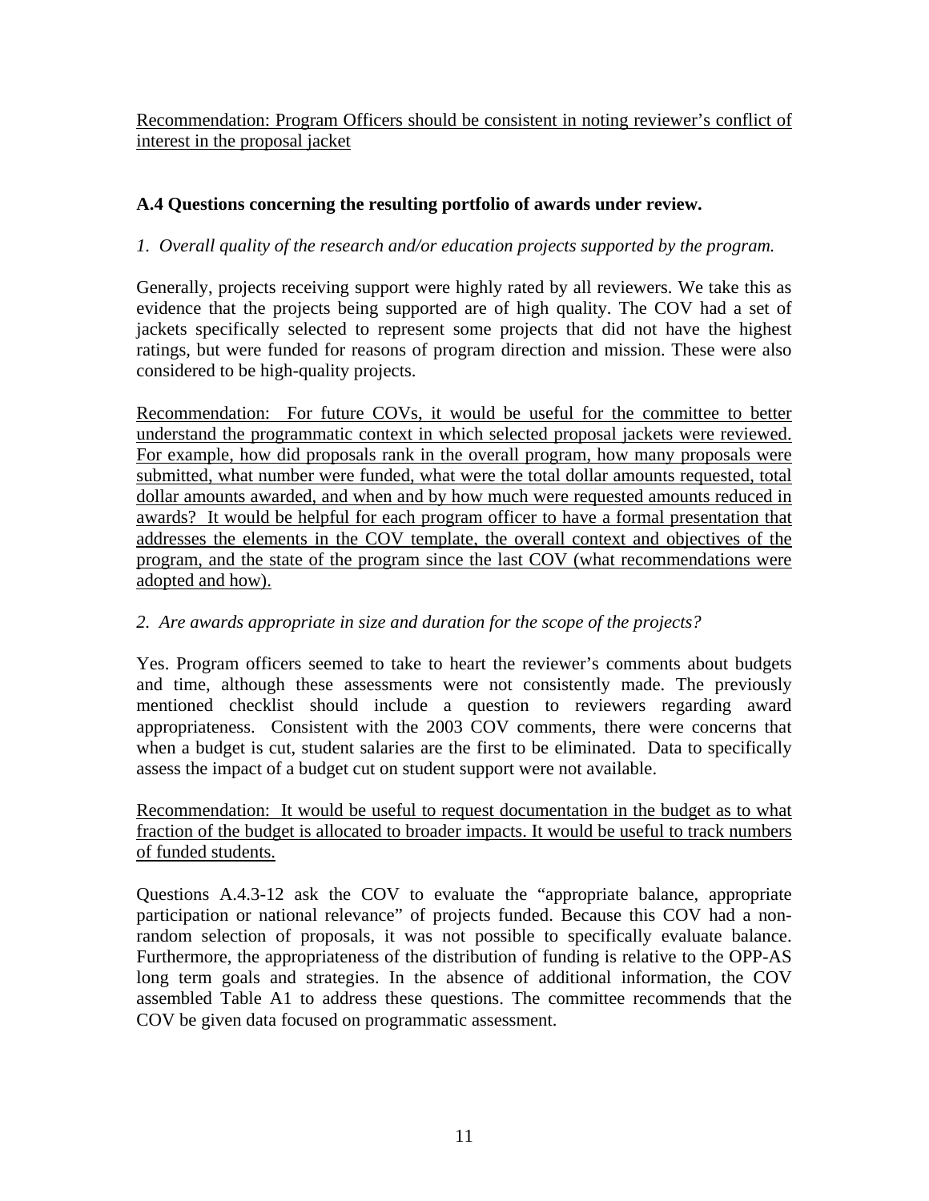<u>Recommendation: Program Officers should be consistent in noting reviewer's conflict of interest in the proposal jacket</u>

### A.4 Questions concerning the resulting portfolio of awards under review.

*1. Overall quality of the research and/or education projects supported by the program.*

Generally, projects receiving support were highly rated by all reviewers. We take this as evidence that the projects being supported are of high quality. The COV had a set of jackets specifically selected to represent some projects that did not have the highest ratings, but were funded for reasons of program direction and mission. These were also considered to be high-quality projects.

<u>Recommendation: For future COVs, it would be useful for the committee to better understand the programmatic context in which selected proposal jackets were reviewed. For example, how did proposals rank in the overall program, how many proposals were submitted, what number were funded, what were the total dollar amounts requested, total dollar amounts awarded, and when and by how much were requested amounts reduced in awards? It would be helpful for each program officer to have a formal presentation that addresses the elements in the COV template, the overall context and objectives of the program, and the state of the program since the last COV (what recommendations were adopted and how).</u>

*2. Are awards appropriate in size and duration for the scope of the projects?*

Yes. Program officers seemed to take to heart the reviewer's comments about budgets and time, although these assessments were not consistently made. The previously mentioned checklist should include a question to reviewers regarding award appropriateness. Consistent with the 2003 COV comments, there were concerns that when a budget is cut, student salaries are the first to be eliminated. Data to specifically assess the impact of a budget cut on student support were not available.

<u>Recommendation: It would be useful to request documentation in the budget as to what fraction of the budget is allocated to broader impacts. It would be useful to track numbers of funded students.</u>

Questions A.4.3-12 ask the COV to evaluate the "appropriate balance, appropriate participation or national relevance" of projects funded. Because this COV had a non-random selection of proposals, it was not possible to specifically evaluate balance. Furthermore, the appropriateness of the distribution of funding is relative to the OPP-AS long term goals and strategies. In the absence of additional information, the COV assembled Table A1 to address these questions. The committee recommends that the COV be given data focused on programmatic assessment.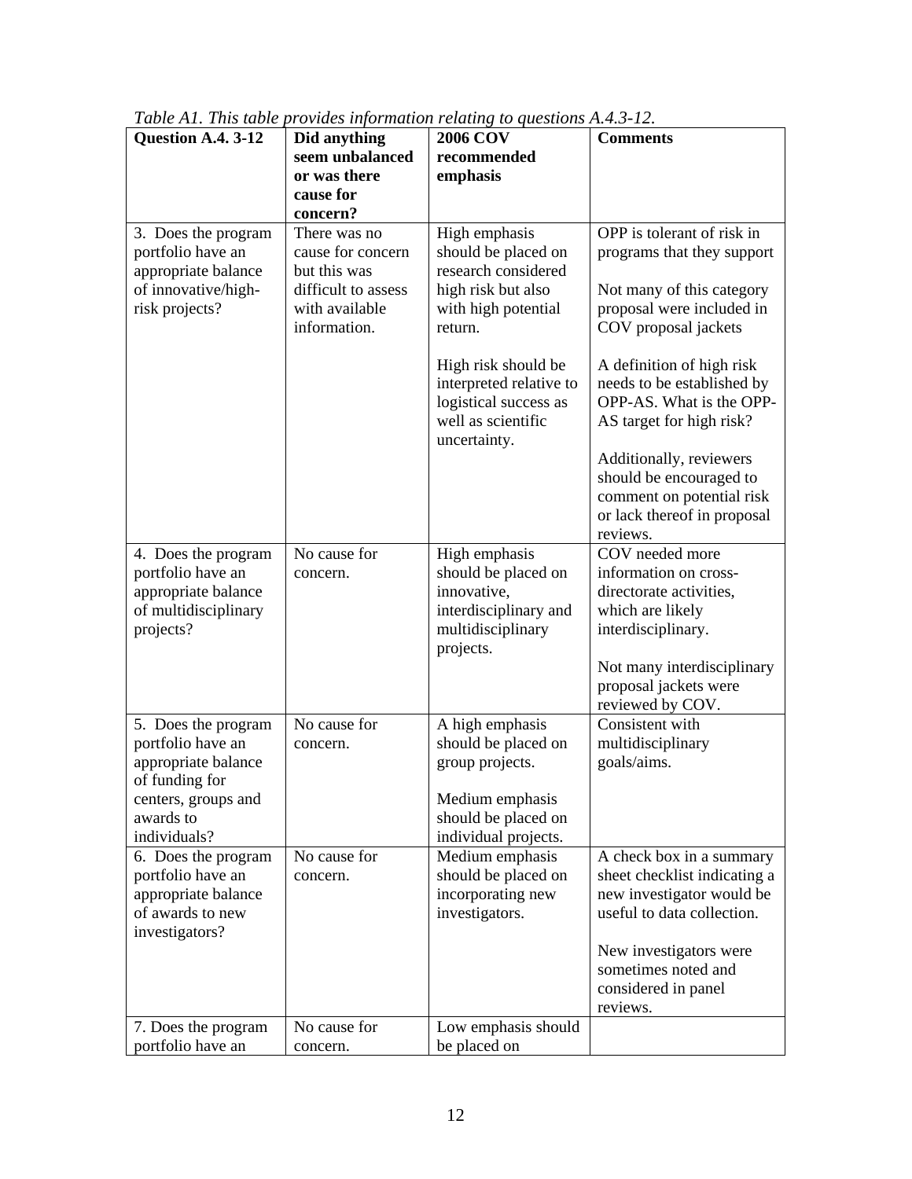*Table A1. This table provides information relating to questions A.4.3-12.*

| Question A.4. 3-12 | Did anything seem unbalanced or was there cause for concern? | 2006 COV recommended emphasis | Comments |
|---|---|---|---|
| 3. Does the program portfolio have an appropriate balance of innovative/high-risk projects? | There was no cause for concern but this was difficult to assess with available information. | High emphasis should be placed on research considered high risk but also with high potential return.<br><br>High risk should be interpreted relative to logistical success as well as scientific uncertainty. | OPP is tolerant of risk in programs that they support<br><br>Not many of this category proposal were included in COV proposal jackets<br><br>A definition of high risk needs to be established by OPP-AS. What is the OPP-AS target for high risk?<br><br>Additionally, reviewers should be encouraged to comment on potential risk or lack thereof in proposal reviews. |
| 4. Does the program portfolio have an appropriate balance of multidisciplinary projects? | No cause for concern. | High emphasis should be placed on innovative, interdisciplinary and multidisciplinary projects. | COV needed more information on cross-directorate activities, which are likely interdisciplinary.<br><br>Not many interdisciplinary proposal jackets were reviewed by COV. |
| 5. Does the program portfolio have an appropriate balance of funding for centers, groups and awards to individuals? | No cause for concern. | A high emphasis should be placed on group projects.<br><br>Medium emphasis should be placed on individual projects. | Consistent with multidisciplinary goals/aims. |
| 6. Does the program portfolio have an appropriate balance of awards to new investigators? | No cause for concern. | Medium emphasis should be placed on incorporating new investigators. | A check box in a summary sheet checklist indicating a new investigator would be useful to data collection.<br><br>New investigators were sometimes noted and considered in panel reviews. |
| 7. Does the program portfolio have an | No cause for concern. | Low emphasis should be placed on | |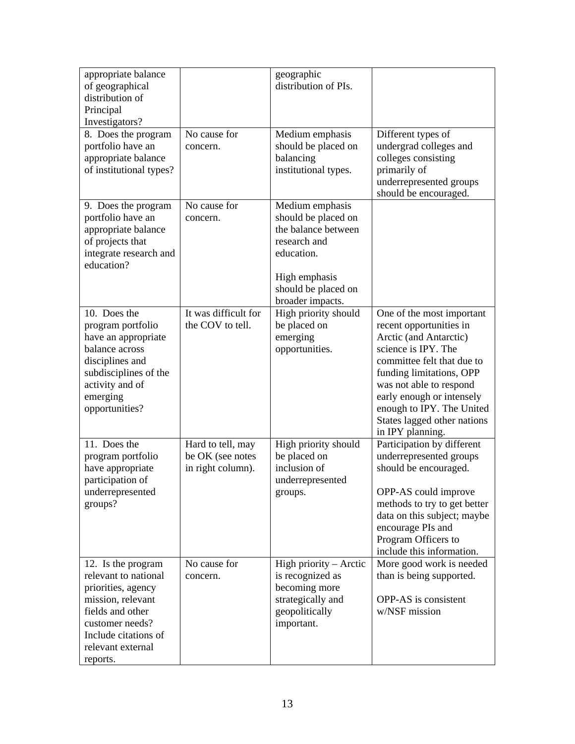| | | | |
|---|---|---|---|
| appropriate balance of geographical distribution of Principal Investigators? | | geographic distribution of PIs. | |
| 8. Does the program portfolio have an appropriate balance of institutional types? | No cause for concern. | Medium emphasis should be placed on balancing institutional types. | Different types of undergrad colleges and colleges consisting primarily of underrepresented groups should be encouraged. |
| 9. Does the program portfolio have an appropriate balance of projects that integrate research and education? | No cause for concern. | Medium emphasis should be placed on the balance between research and education.<br><br>High emphasis should be placed on broader impacts. | |
| 10. Does the program portfolio have an appropriate balance across disciplines and subdisciplines of the activity and of emerging opportunities? | It was difficult for the COV to tell. | High priority should be placed on emerging opportunities. | One of the most important recent opportunities in Arctic (and Antarctic) science is IPY. The committee felt that due to funding limitations, OPP was not able to respond early enough or intensely enough to IPY. The United States lagged other nations in IPY planning. |
| 11. Does the program portfolio have appropriate participation of underrepresented groups? | Hard to tell, may be OK (see notes in right column). | High priority should be placed on inclusion of underrepresented groups. | Participation by different underrepresented groups should be encouraged.<br><br>OPP-AS could improve methods to try to get better data on this subject; maybe encourage PIs and Program Officers to include this information. |
| 12. Is the program relevant to national priorities, agency mission, relevant fields and other customer needs? Include citations of relevant external reports. | No cause for concern. | High priority – Arctic is recognized as becoming more strategically and geopolitically important. | More good work is needed than is being supported.<br><br>OPP-AS is consistent w/NSF mission |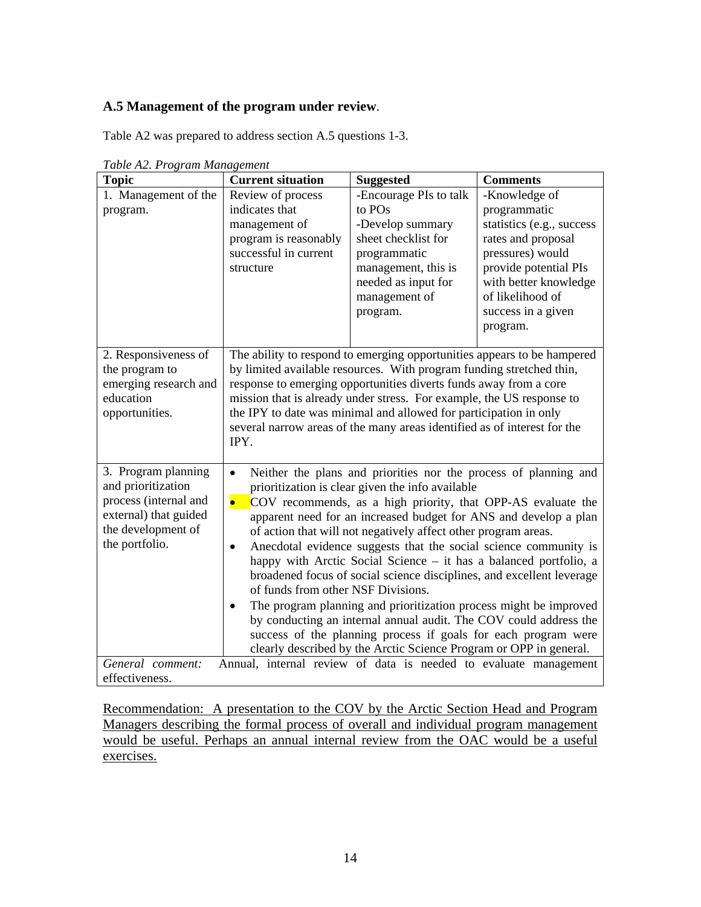### A.5 Management of the program under review.

Table A2 was prepared to address section A.5 questions 1-3.

*Table A2. Program Management*

| Topic | Current situation | Suggested | Comments |
|---|---|---|---|
| 1. Management of the program. | Review of process indicates that management of program is reasonably successful in current structure | -Encourage PIs to talk to POs<br>-Develop summary sheet checklist for programmatic management, this is needed as input for management of program. | -Knowledge of programmatic statistics (e.g., success rates and proposal pressures) would provide potential PIs with better knowledge of likelihood of success in a given program. |
| 2. Responsiveness of the program to emerging research and education opportunities. | The ability to respond to emerging opportunities appears to be hampered by limited available resources. With program funding stretched thin, response to emerging opportunities diverts funds away from a core mission that is already under stress. For example, the US response to the IPY to date was minimal and allowed for participation in only several narrow areas of the many areas identified as of interest for the IPY. | | |
| 3. Program planning and prioritization process (internal and external) that guided the development of the portfolio. | • Neither the plans and priorities nor the process of planning and prioritization is clear given the info available<br>• COV recommends, as a high priority, that OPP-AS evaluate the apparent need for an increased budget for ANS and develop a plan of action that will not negatively affect other program areas.<br>• Anecdotal evidence suggests that the social science community is happy with Arctic Social Science – it has a balanced portfolio, a broadened focus of social science disciplines, and excellent leverage of funds from other NSF Divisions.<br>• The program planning and prioritization process might be improved by conducting an internal annual audit. The COV could address the success of the planning process if goals for each program were clearly described by the Arctic Science Program or OPP in general. | | |
| *General comment:* Annual, internal review of data is needed to evaluate management effectiveness. | | | |

Recommendation: A presentation to the COV by the Arctic Section Head and Program Managers describing the formal process of overall and individual program management would be useful. Perhaps an annual internal review from the OAC would be a useful exercises.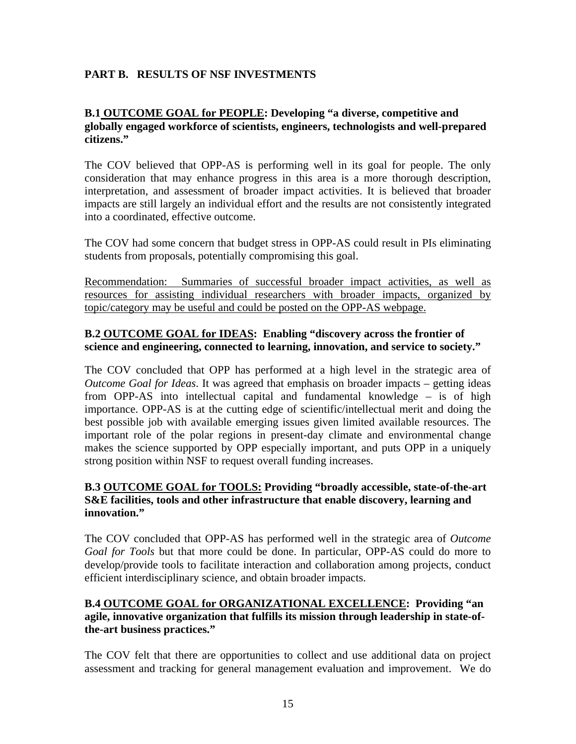## PART B. RESULTS OF NSF INVESTMENTS

### B.1 <u>OUTCOME GOAL for PEOPLE</u>: Developing "a diverse, competitive and globally engaged workforce of scientists, engineers, technologists and well-prepared citizens."

The COV believed that OPP-AS is performing well in its goal for people. The only consideration that may enhance progress in this area is a more thorough description, interpretation, and assessment of broader impact activities. It is believed that broader impacts are still largely an individual effort and the results are not consistently integrated into a coordinated, effective outcome.

The COV had some concern that budget stress in OPP-AS could result in PIs eliminating students from proposals, potentially compromising this goal.

<u>Recommendation: Summaries of successful broader impact activities, as well as resources for assisting individual researchers with broader impacts, organized by topic/category may be useful and could be posted on the OPP-AS webpage.</u>

### B.2 <u>OUTCOME GOAL for IDEAS</u>: Enabling "discovery across the frontier of science and engineering, connected to learning, innovation, and service to society."

The COV concluded that OPP has performed at a high level in the strategic area of *Outcome Goal for Ideas*. It was agreed that emphasis on broader impacts – getting ideas from OPP-AS into intellectual capital and fundamental knowledge – is of high importance. OPP-AS is at the cutting edge of scientific/intellectual merit and doing the best possible job with available emerging issues given limited available resources. The important role of the polar regions in present-day climate and environmental change makes the science supported by OPP especially important, and puts OPP in a uniquely strong position within NSF to request overall funding increases.

### B.3 <u>OUTCOME GOAL for TOOLS:</u> Providing "broadly accessible, state-of-the-art S&E facilities, tools and other infrastructure that enable discovery, learning and innovation."

The COV concluded that OPP-AS has performed well in the strategic area of *Outcome Goal for Tools* but that more could be done. In particular, OPP-AS could do more to develop/provide tools to facilitate interaction and collaboration among projects, conduct efficient interdisciplinary science, and obtain broader impacts.

### B.4 <u>OUTCOME GOAL for ORGANIZATIONAL EXCELLENCE</u>: Providing "an agile, innovative organization that fulfills its mission through leadership in state-of-the-art business practices."

The COV felt that there are opportunities to collect and use additional data on project assessment and tracking for general management evaluation and improvement. We do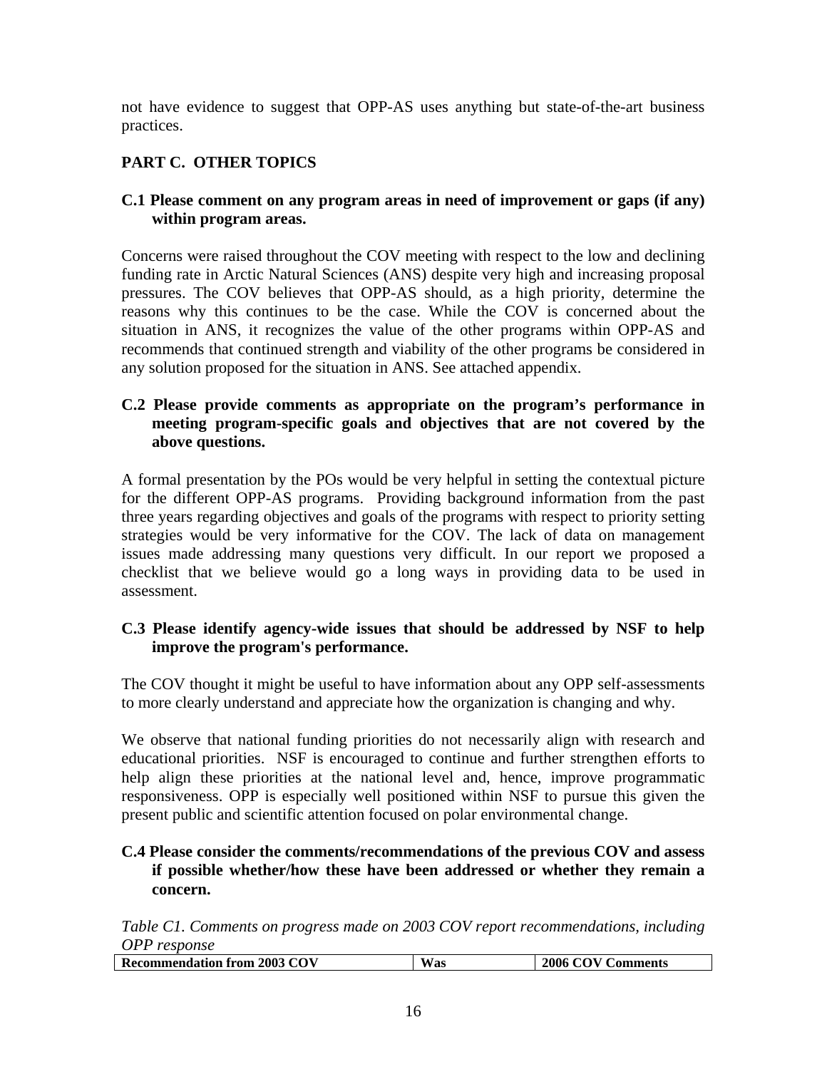not have evidence to suggest that OPP-AS uses anything but state-of-the-art business practices.

## PART C. OTHER TOPICS

### C.1 Please comment on any program areas in need of improvement or gaps (if any) within program areas.

Concerns were raised throughout the COV meeting with respect to the low and declining funding rate in Arctic Natural Sciences (ANS) despite very high and increasing proposal pressures. The COV believes that OPP-AS should, as a high priority, determine the reasons why this continues to be the case. While the COV is concerned about the situation in ANS, it recognizes the value of the other programs within OPP-AS and recommends that continued strength and viability of the other programs be considered in any solution proposed for the situation in ANS. See attached appendix.

### C.2 Please provide comments as appropriate on the program's performance in meeting program-specific goals and objectives that are not covered by the above questions.

A formal presentation by the POs would be very helpful in setting the contextual picture for the different OPP-AS programs. Providing background information from the past three years regarding objectives and goals of the programs with respect to priority setting strategies would be very informative for the COV. The lack of data on management issues made addressing many questions very difficult. In our report we proposed a checklist that we believe would go a long ways in providing data to be used in assessment.

### C.3 Please identify agency-wide issues that should be addressed by NSF to help improve the program's performance.

The COV thought it might be useful to have information about any OPP self-assessments to more clearly understand and appreciate how the organization is changing and why.

We observe that national funding priorities do not necessarily align with research and educational priorities. NSF is encouraged to continue and further strengthen efforts to help align these priorities at the national level and, hence, improve programmatic responsiveness. OPP is especially well positioned within NSF to pursue this given the present public and scientific attention focused on polar environmental change.

### C.4 Please consider the comments/recommendations of the previous COV and assess if possible whether/how these have been addressed or whether they remain a concern.

*Table C1. Comments on progress made on 2003 COV report recommendations, including OPP response*

| Recommendation from 2003 COV | Was | 2006 COV Comments |
| --- | --- | --- |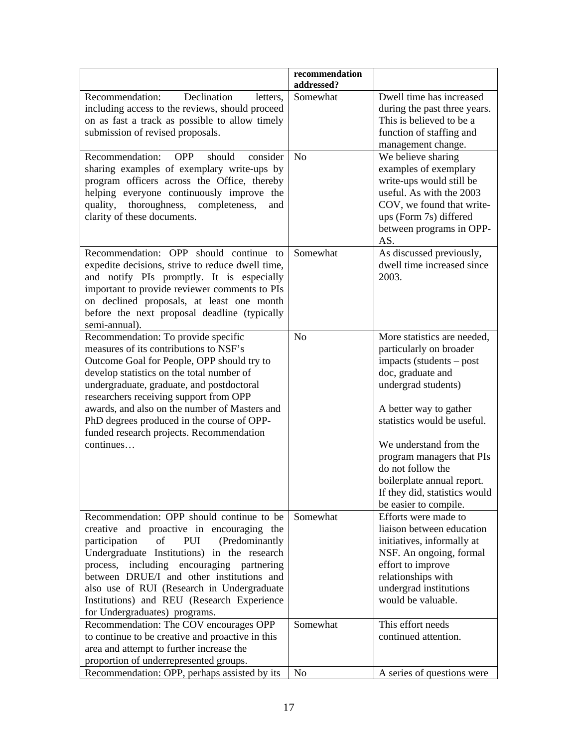| | recommendation addressed? | |
|---|---|---|
| Recommendation: Declination letters, including access to the reviews, should proceed on as fast a track as possible to allow timely submission of revised proposals. | Somewhat | Dwell time has increased during the past three years. This is believed to be a function of staffing and management change. |
| Recommendation: OPP should consider sharing examples of exemplary write-ups by program officers across the Office, thereby helping everyone continuously improve the quality, thoroughness, completeness, and clarity of these documents. | No | We believe sharing examples of exemplary write-ups would still be useful. As with the 2003 COV, we found that write-ups (Form 7s) differed between programs in OPP-AS. |
| Recommendation: OPP should continue to expedite decisions, strive to reduce dwell time, and notify PIs promptly. It is especially important to provide reviewer comments to PIs on declined proposals, at least one month before the next proposal deadline (typically semi-annual). | Somewhat | As discussed previously, dwell time increased since 2003. |
| Recommendation: To provide specific measures of its contributions to NSF's Outcome Goal for People, OPP should try to develop statistics on the total number of undergraduate, graduate, and postdoctoral researchers receiving support from OPP awards, and also on the number of Masters and PhD degrees produced in the course of OPP-funded research projects. Recommendation continues… | No | More statistics are needed, particularly on broader impacts (students – post doc, graduate and undergrad students)<br><br>A better way to gather statistics would be useful.<br><br>We understand from the program managers that PIs do not follow the boilerplate annual report. If they did, statistics would be easier to compile. |
| Recommendation: OPP should continue to be creative and proactive in encouraging the participation of PUI (Predominantly Undergraduate Institutions) in the research process, including encouraging partnering between DRUE/I and other institutions and also use of RUI (Research in Undergraduate Institutions) and REU (Research Experience for Undergraduates) programs. | Somewhat | Efforts were made to liaison between education initiatives, informally at NSF. An ongoing, formal effort to improve relationships with undergrad institutions would be valuable. |
| Recommendation: The COV encourages OPP to continue to be creative and proactive in this area and attempt to further increase the proportion of underrepresented groups. | Somewhat | This effort needs continued attention. |
| Recommendation: OPP, perhaps assisted by its | No | A series of questions were |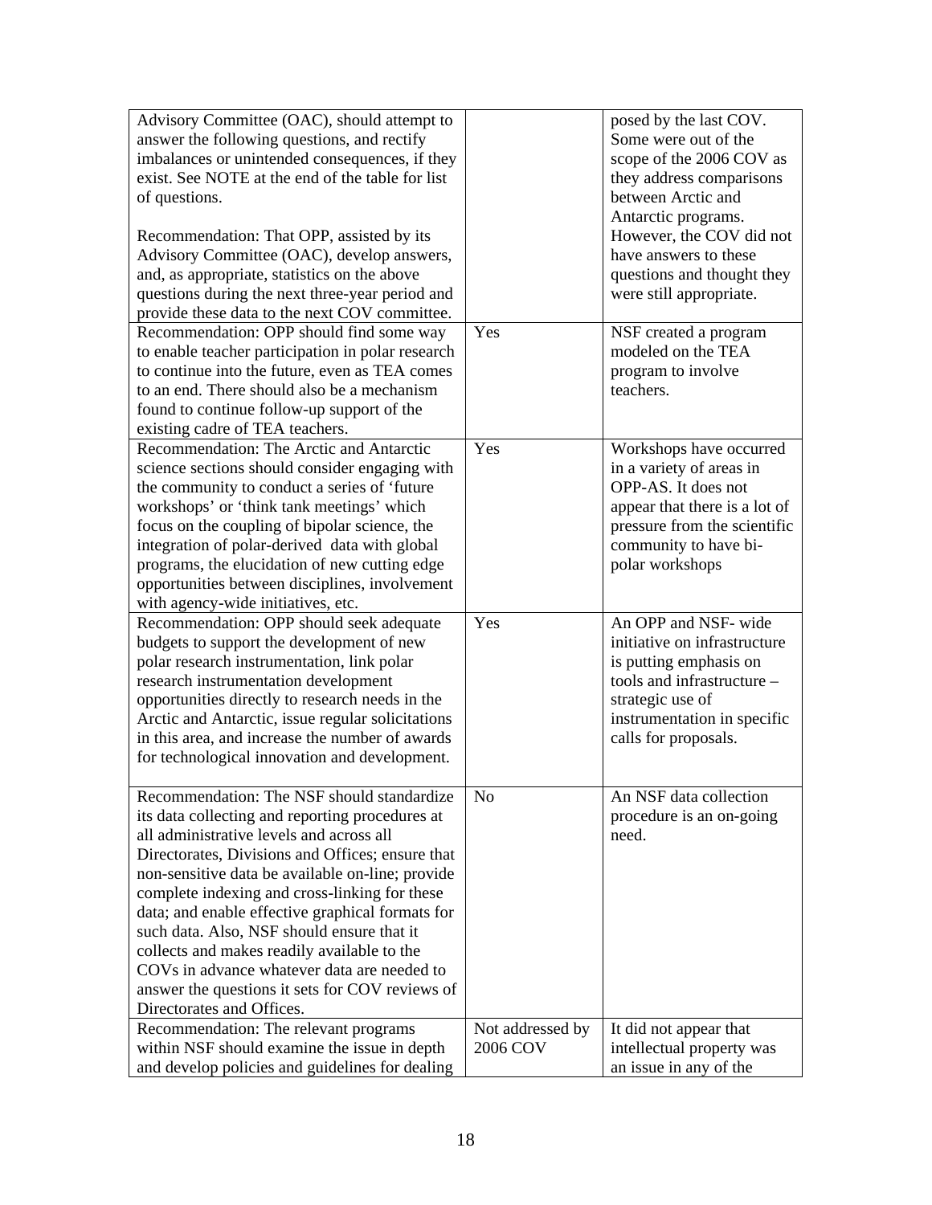| | | |
|---|---|---|
| Advisory Committee (OAC), should attempt to answer the following questions, and rectify imbalances or unintended consequences, if they exist. See NOTE at the end of the table for list of questions.<br><br>Recommendation: That OPP, assisted by its Advisory Committee (OAC), develop answers, and, as appropriate, statistics on the above questions during the next three-year period and provide these data to the next COV committee. | | posed by the last COV. Some were out of the scope of the 2006 COV as they address comparisons between Arctic and Antarctic programs. However, the COV did not have answers to these questions and thought they were still appropriate. |
| Recommendation: OPP should find some way to enable teacher participation in polar research to continue into the future, even as TEA comes to an end. There should also be a mechanism found to continue follow-up support of the existing cadre of TEA teachers. | Yes | NSF created a program modeled on the TEA program to involve teachers. |
| Recommendation: The Arctic and Antarctic science sections should consider engaging with the community to conduct a series of 'future workshops' or 'think tank meetings' which focus on the coupling of bipolar science, the integration of polar-derived data with global programs, the elucidation of new cutting edge opportunities between disciplines, involvement with agency-wide initiatives, etc. | Yes | Workshops have occurred in a variety of areas in OPP-AS. It does not appear that there is a lot of pressure from the scientific community to have bi-polar workshops |
| Recommendation: OPP should seek adequate budgets to support the development of new polar research instrumentation, link polar research instrumentation development opportunities directly to research needs in the Arctic and Antarctic, issue regular solicitations in this area, and increase the number of awards for technological innovation and development. | Yes | An OPP and NSF- wide initiative on infrastructure is putting emphasis on tools and infrastructure – strategic use of instrumentation in specific calls for proposals. |
| Recommendation: The NSF should standardize its data collecting and reporting procedures at all administrative levels and across all Directorates, Divisions and Offices; ensure that non-sensitive data be available on-line; provide complete indexing and cross-linking for these data; and enable effective graphical formats for such data. Also, NSF should ensure that it collects and makes readily available to the COVs in advance whatever data are needed to answer the questions it sets for COV reviews of Directorates and Offices. | No | An NSF data collection procedure is an on-going need. |
| Recommendation: The relevant programs within NSF should examine the issue in depth and develop policies and guidelines for dealing | Not addressed by 2006 COV | It did not appear that intellectual property was an issue in any of the |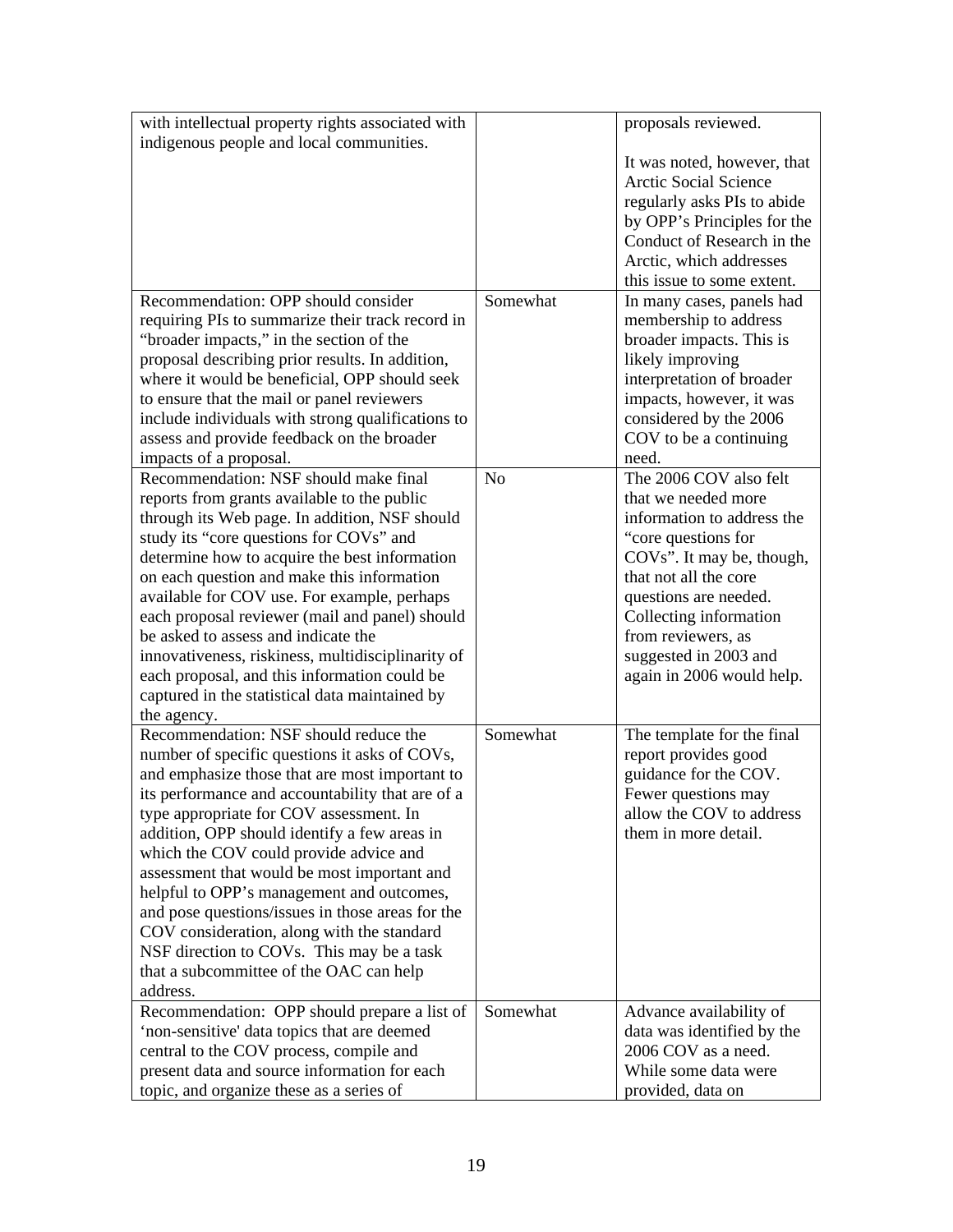| | | |
|---|---|---|
| with intellectual property rights associated with indigenous people and local communities. | | proposals reviewed.<br><br>It was noted, however, that Arctic Social Science regularly asks PIs to abide by OPP's Principles for the Conduct of Research in the Arctic, which addresses this issue to some extent. |
| Recommendation: OPP should consider requiring PIs to summarize their track record in "broader impacts," in the section of the proposal describing prior results. In addition, where it would be beneficial, OPP should seek to ensure that the mail or panel reviewers include individuals with strong qualifications to assess and provide feedback on the broader impacts of a proposal. | Somewhat | In many cases, panels had membership to address broader impacts. This is likely improving interpretation of broader impacts, however, it was considered by the 2006 COV to be a continuing need. |
| Recommendation: NSF should make final reports from grants available to the public through its Web page. In addition, NSF should study its "core questions for COVs" and determine how to acquire the best information on each question and make this information available for COV use. For example, perhaps each proposal reviewer (mail and panel) should be asked to assess and indicate the innovativeness, riskiness, multidisciplinarity of each proposal, and this information could be captured in the statistical data maintained by the agency. | No | The 2006 COV also felt that we needed more information to address the "core questions for COVs". It may be, though, that not all the core questions are needed. Collecting information from reviewers, as suggested in 2003 and again in 2006 would help. |
| Recommendation: NSF should reduce the number of specific questions it asks of COVs, and emphasize those that are most important to its performance and accountability that are of a type appropriate for COV assessment. In addition, OPP should identify a few areas in which the COV could provide advice and assessment that would be most important and helpful to OPP's management and outcomes, and pose questions/issues in those areas for the COV consideration, along with the standard NSF direction to COVs. This may be a task that a subcommittee of the OAC can help address. | Somewhat | The template for the final report provides good guidance for the COV. Fewer questions may allow the COV to address them in more detail. |
| Recommendation: OPP should prepare a list of 'non-sensitive' data topics that are deemed central to the COV process, compile and present data and source information for each topic, and organize these as a series of | Somewhat | Advance availability of data was identified by the 2006 COV as a need. While some data were provided, data on |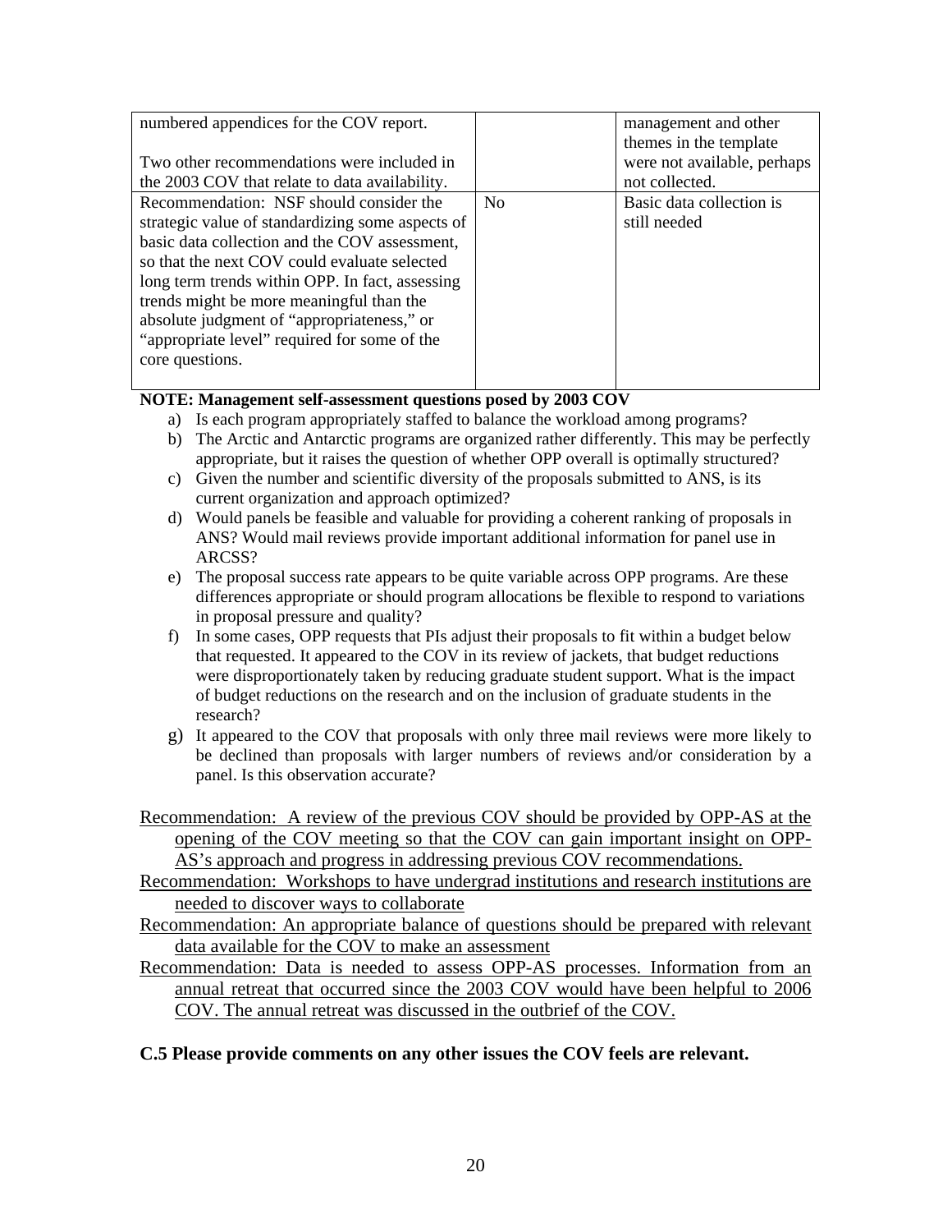| | | |
|---|---|---|
| numbered appendices for the COV report.<br><br>Two other recommendations were included in the 2003 COV that relate to data availability. | | management and other themes in the template were not available, perhaps not collected. |
| Recommendation: NSF should consider the strategic value of standardizing some aspects of basic data collection and the COV assessment, so that the next COV could evaluate selected long term trends within OPP. In fact, assessing trends might be more meaningful than the absolute judgment of "appropriateness," or "appropriate level" required for some of the core questions. | No | Basic data collection is still needed |

**NOTE: Management self-assessment questions posed by 2003 COV**

a) Is each program appropriately staffed to balance the workload among programs?
b) The Arctic and Antarctic programs are organized rather differently. This may be perfectly appropriate, but it raises the question of whether OPP overall is optimally structured?
c) Given the number and scientific diversity of the proposals submitted to ANS, is its current organization and approach optimized?
d) Would panels be feasible and valuable for providing a coherent ranking of proposals in ANS? Would mail reviews provide important additional information for panel use in ARCSS?
e) The proposal success rate appears to be quite variable across OPP programs. Are these differences appropriate or should program allocations be flexible to respond to variations in proposal pressure and quality?
f) In some cases, OPP requests that PIs adjust their proposals to fit within a budget below that requested. It appeared to the COV in its review of jackets, that budget reductions were disproportionately taken by reducing graduate student support. What is the impact of budget reductions on the research and on the inclusion of graduate students in the research?
g) It appeared to the COV that proposals with only three mail reviews were more likely to be declined than proposals with larger numbers of reviews and/or consideration by a panel. Is this observation accurate?

Recommendation: A review of the previous COV should be provided by OPP-AS at the opening of the COV meeting so that the COV can gain important insight on OPP-AS's approach and progress in addressing previous COV recommendations.

Recommendation: Workshops to have undergrad institutions and research institutions are needed to discover ways to collaborate

Recommendation: An appropriate balance of questions should be prepared with relevant data available for the COV to make an assessment

Recommendation: Data is needed to assess OPP-AS processes. Information from an annual retreat that occurred since the 2003 COV would have been helpful to 2006 COV. The annual retreat was discussed in the outbrief of the COV.

**C.5 Please provide comments on any other issues the COV feels are relevant.**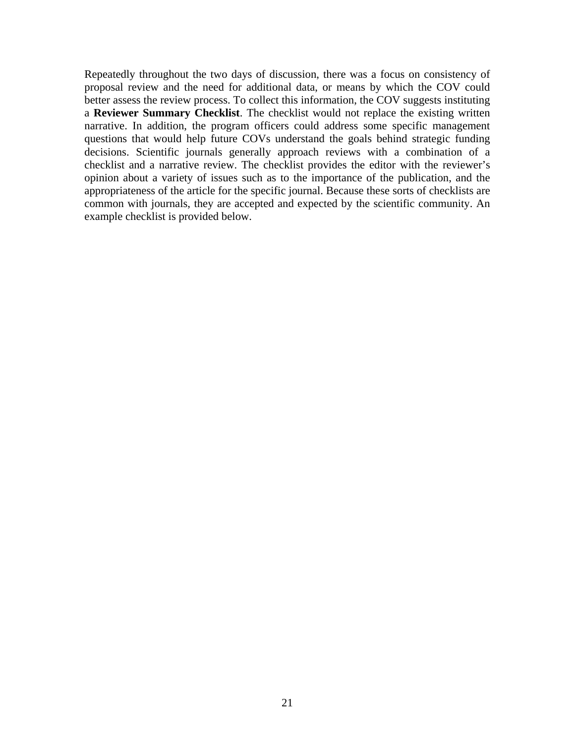Repeatedly throughout the two days of discussion, there was a focus on consistency of proposal review and the need for additional data, or means by which the COV could better assess the review process. To collect this information, the COV suggests instituting a **Reviewer Summary Checklist**. The checklist would not replace the existing written narrative. In addition, the program officers could address some specific management questions that would help future COVs understand the goals behind strategic funding decisions. Scientific journals generally approach reviews with a combination of a checklist and a narrative review. The checklist provides the editor with the reviewer's opinion about a variety of issues such as to the importance of the publication, and the appropriateness of the article for the specific journal. Because these sorts of checklists are common with journals, they are accepted and expected by the scientific community. An example checklist is provided below.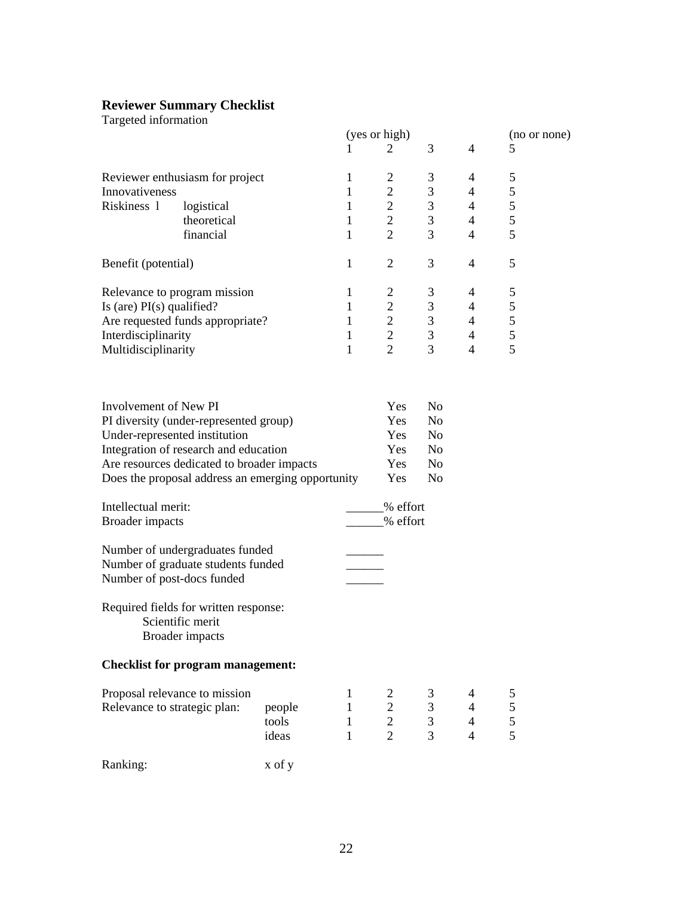**Reviewer Summary Checklist**

Targeted information

| | | (yes or high) 1 | 2 | 3 | 4 | (no or none) 5 |
|---|---|---|---|---|---|---|
| Reviewer enthusiasm for project | | 1 | 2 | 3 | 4 | 5 |
| Innovativeness | | 1 | 2 | 3 | 4 | 5 |
| Riskiness l | logistical | 1 | 2 | 3 | 4 | 5 |
| | theoretical | 1 | 2 | 3 | 4 | 5 |
| | financial | 1 | 2 | 3 | 4 | 5 |
| Benefit (potential) | | 1 | 2 | 3 | 4 | 5 |
| Relevance to program mission | | 1 | 2 | 3 | 4 | 5 |
| Is (are) PI(s) qualified? | | 1 | 2 | 3 | 4 | 5 |
| Are requested funds appropriate? | | 1 | 2 | 3 | 4 | 5 |
| Interdisciplinarity | | 1 | 2 | 3 | 4 | 5 |
| Multidisciplinarity | | 1 | 2 | 3 | 4 | 5 |

| | | |
|---|---|---|
| Involvement of New PI | Yes | No |
| PI diversity (under-represented group) | Yes | No |
| Under-represented institution | Yes | No |
| Integration of research and education | Yes | No |
| Are resources dedicated to broader impacts | Yes | No |
| Does the proposal address an emerging opportunity | Yes | No |

Intellectual merit: ______% effort
Broader impacts ______% effort

Number of undergraduates funded ______
Number of graduate students funded ______
Number of post-docs funded ______

Required fields for written response:
- Scientific merit
- Broader impacts

**Checklist for program management:**

| | | | | | | |
|---|---|---|---|---|---|---|
| Proposal relevance to mission | | 1 | 2 | 3 | 4 | 5 |
| Relevance to strategic plan: | people | 1 | 2 | 3 | 4 | 5 |
| | tools | 1 | 2 | 3 | 4 | 5 |
| | ideas | 1 | 2 | 3 | 4 | 5 |

Ranking: x of y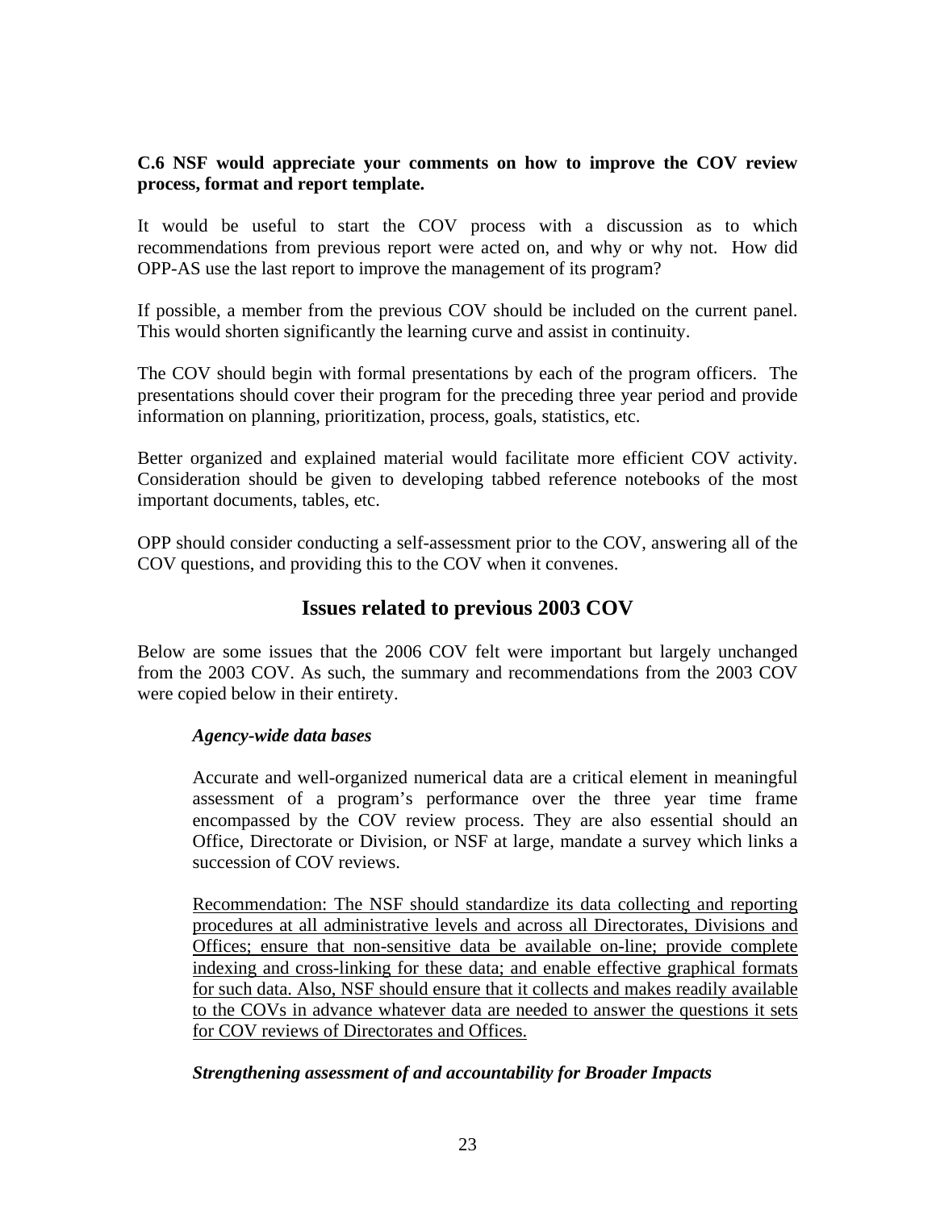**C.6 NSF would appreciate your comments on how to improve the COV review process, format and report template.**

It would be useful to start the COV process with a discussion as to which recommendations from previous report were acted on, and why or why not. How did OPP-AS use the last report to improve the management of its program?

If possible, a member from the previous COV should be included on the current panel. This would shorten significantly the learning curve and assist in continuity.

The COV should begin with formal presentations by each of the program officers. The presentations should cover their program for the preceding three year period and provide information on planning, prioritization, process, goals, statistics, etc.

Better organized and explained material would facilitate more efficient COV activity. Consideration should be given to developing tabbed reference notebooks of the most important documents, tables, etc.

OPP should consider conducting a self-assessment prior to the COV, answering all of the COV questions, and providing this to the COV when it convenes.

## Issues related to previous 2003 COV

Below are some issues that the 2006 COV felt were important but largely unchanged from the 2003 COV. As such, the summary and recommendations from the 2003 COV were copied below in their entirety.

***Agency-wide data bases***

Accurate and well-organized numerical data are a critical element in meaningful assessment of a program's performance over the three year time frame encompassed by the COV review process. They are also essential should an Office, Directorate or Division, or NSF at large, mandate a survey which links a succession of COV reviews.

<u>Recommendation: The NSF should standardize its data collecting and reporting procedures at all administrative levels and across all Directorates, Divisions and Offices; ensure that non-sensitive data be available on-line; provide complete indexing and cross-linking for these data; and enable effective graphical formats for such data. Also, NSF should ensure that it collects and makes readily available to the COVs in advance whatever data are needed to answer the questions it sets for COV reviews of Directorates and Offices.</u>

***Strengthening assessment of and accountability for Broader Impacts***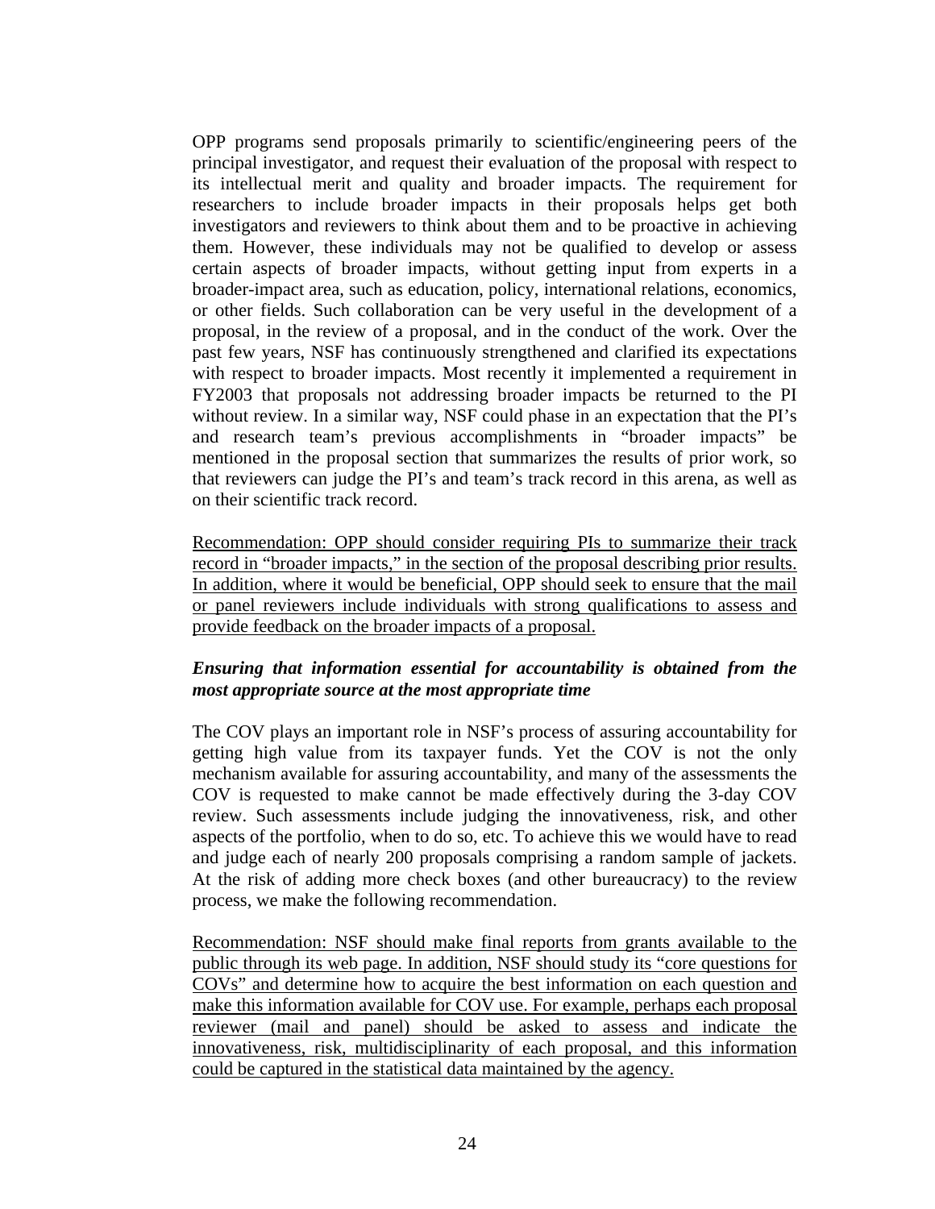OPP programs send proposals primarily to scientific/engineering peers of the principal investigator, and request their evaluation of the proposal with respect to its intellectual merit and quality and broader impacts. The requirement for researchers to include broader impacts in their proposals helps get both investigators and reviewers to think about them and to be proactive in achieving them. However, these individuals may not be qualified to develop or assess certain aspects of broader impacts, without getting input from experts in a broader-impact area, such as education, policy, international relations, economics, or other fields. Such collaboration can be very useful in the development of a proposal, in the review of a proposal, and in the conduct of the work. Over the past few years, NSF has continuously strengthened and clarified its expectations with respect to broader impacts. Most recently it implemented a requirement in FY2003 that proposals not addressing broader impacts be returned to the PI without review. In a similar way, NSF could phase in an expectation that the PI's and research team's previous accomplishments in "broader impacts" be mentioned in the proposal section that summarizes the results of prior work, so that reviewers can judge the PI's and team's track record in this arena, as well as on their scientific track record.

<u>Recommendation: OPP should consider requiring PIs to summarize their track record in "broader impacts," in the section of the proposal describing prior results. In addition, where it would be beneficial, OPP should seek to ensure that the mail or panel reviewers include individuals with strong qualifications to assess and provide feedback on the broader impacts of a proposal.</u>

***Ensuring that information essential for accountability is obtained from the most appropriate source at the most appropriate time***

The COV plays an important role in NSF's process of assuring accountability for getting high value from its taxpayer funds. Yet the COV is not the only mechanism available for assuring accountability, and many of the assessments the COV is requested to make cannot be made effectively during the 3-day COV review. Such assessments include judging the innovativeness, risk, and other aspects of the portfolio, when to do so, etc. To achieve this we would have to read and judge each of nearly 200 proposals comprising a random sample of jackets. At the risk of adding more check boxes (and other bureaucracy) to the review process, we make the following recommendation.

<u>Recommendation: NSF should make final reports from grants available to the public through its web page. In addition, NSF should study its "core questions for COVs" and determine how to acquire the best information on each question and make this information available for COV use. For example, perhaps each proposal reviewer (mail and panel) should be asked to assess and indicate the innovativeness, risk, multidisciplinarity of each proposal, and this information could be captured in the statistical data maintained by the agency.</u>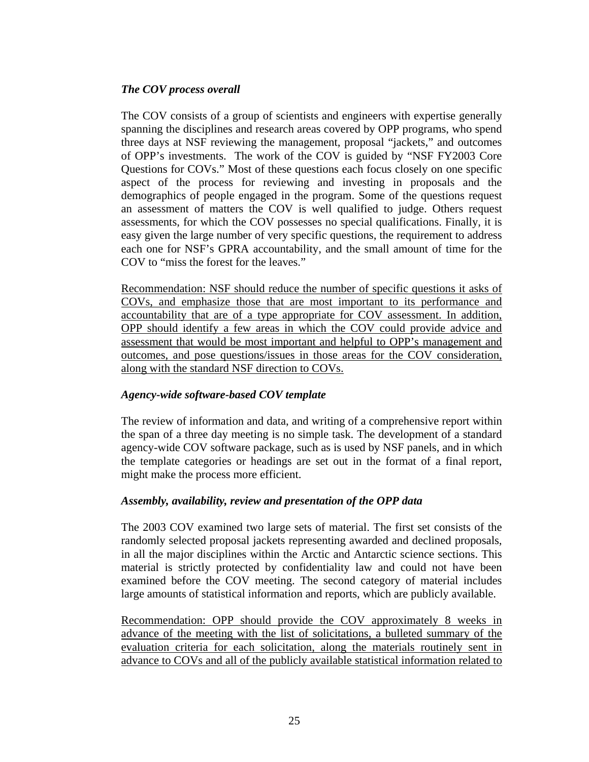*The COV process overall*

The COV consists of a group of scientists and engineers with expertise generally spanning the disciplines and research areas covered by OPP programs, who spend three days at NSF reviewing the management, proposal "jackets," and outcomes of OPP's investments. The work of the COV is guided by "NSF FY2003 Core Questions for COVs." Most of these questions each focus closely on one specific aspect of the process for reviewing and investing in proposals and the demographics of people engaged in the program. Some of the questions request an assessment of matters the COV is well qualified to judge. Others request assessments, for which the COV possesses no special qualifications. Finally, it is easy given the large number of very specific questions, the requirement to address each one for NSF's GPRA accountability, and the small amount of time for the COV to "miss the forest for the leaves."

<u>Recommendation: NSF should reduce the number of specific questions it asks of COVs, and emphasize those that are most important to its performance and accountability that are of a type appropriate for COV assessment. In addition, OPP should identify a few areas in which the COV could provide advice and assessment that would be most important and helpful to OPP's management and outcomes, and pose questions/issues in those areas for the COV consideration, along with the standard NSF direction to COVs.</u>

*Agency-wide software-based COV template*

The review of information and data, and writing of a comprehensive report within the span of a three day meeting is no simple task. The development of a standard agency-wide COV software package, such as is used by NSF panels, and in which the template categories or headings are set out in the format of a final report, might make the process more efficient.

*Assembly, availability, review and presentation of the OPP data*

The 2003 COV examined two large sets of material. The first set consists of the randomly selected proposal jackets representing awarded and declined proposals, in all the major disciplines within the Arctic and Antarctic science sections. This material is strictly protected by confidentiality law and could not have been examined before the COV meeting. The second category of material includes large amounts of statistical information and reports, which are publicly available.

<u>Recommendation: OPP should provide the COV approximately 8 weeks in advance of the meeting with the list of solicitations, a bulleted summary of the evaluation criteria for each solicitation, along the materials routinely sent in advance to COVs and all of the publicly available statistical information related to</u>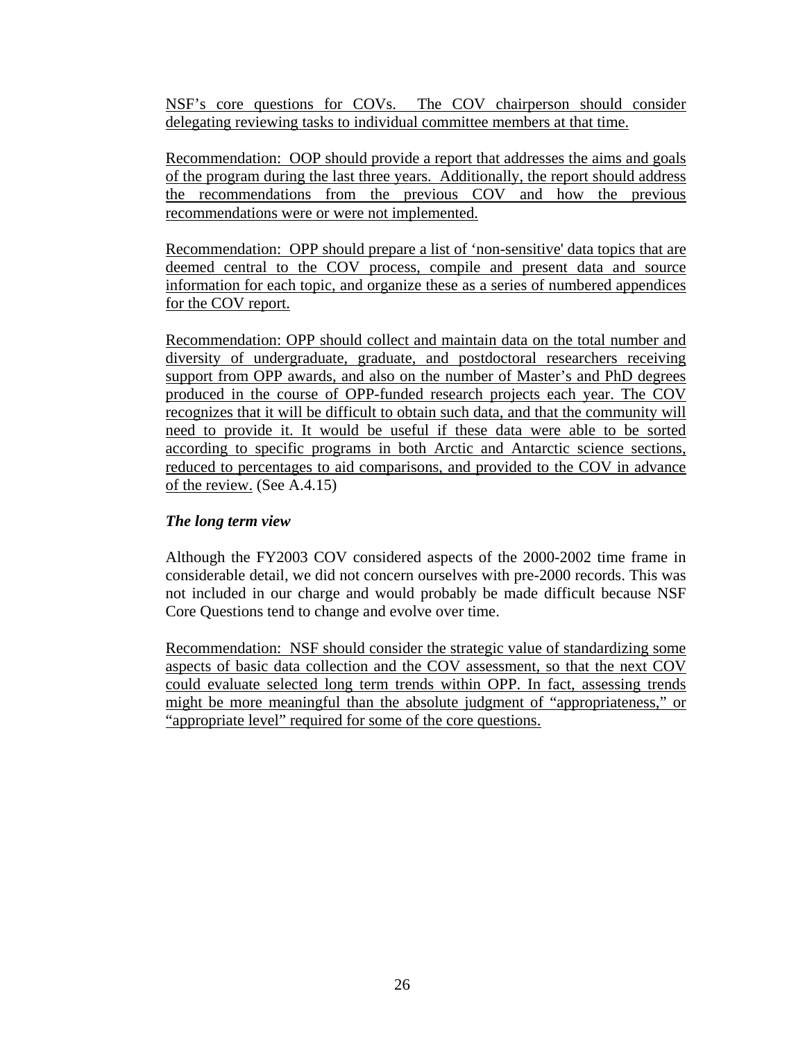NSF's core questions for COVs. The COV chairperson should consider delegating reviewing tasks to individual committee members at that time.

Recommendation: OOP should provide a report that addresses the aims and goals of the program during the last three years. Additionally, the report should address the recommendations from the previous COV and how the previous recommendations were or were not implemented.

Recommendation: OPP should prepare a list of 'non-sensitive' data topics that are deemed central to the COV process, compile and present data and source information for each topic, and organize these as a series of numbered appendices for the COV report.

Recommendation: OPP should collect and maintain data on the total number and diversity of undergraduate, graduate, and postdoctoral researchers receiving support from OPP awards, and also on the number of Master's and PhD degrees produced in the course of OPP-funded research projects each year. The COV recognizes that it will be difficult to obtain such data, and that the community will need to provide it. It would be useful if these data were able to be sorted according to specific programs in both Arctic and Antarctic science sections, reduced to percentages to aid comparisons, and provided to the COV in advance of the review. (See A.4.15)

***The long term view***

Although the FY2003 COV considered aspects of the 2000-2002 time frame in considerable detail, we did not concern ourselves with pre-2000 records. This was not included in our charge and would probably be made difficult because NSF Core Questions tend to change and evolve over time.

Recommendation: NSF should consider the strategic value of standardizing some aspects of basic data collection and the COV assessment, so that the next COV could evaluate selected long term trends within OPP. In fact, assessing trends might be more meaningful than the absolute judgment of "appropriateness," or "appropriate level" required for some of the core questions.